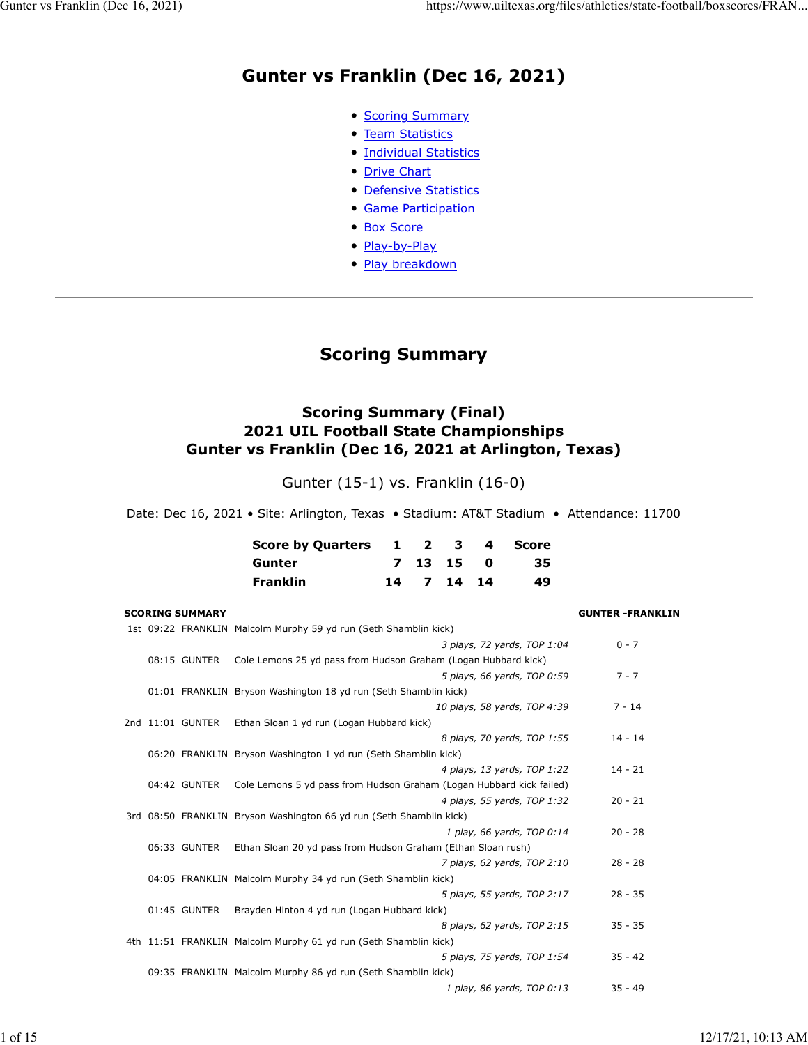# Gunter vs Franklin (Dec 16, 2021)

- Scoring Summary
- Team Statistics
- Individual Statistics
- Drive Chart
- Defensive Statistics
- Game Participation
- Box Score
- Play-by-Play
- Play breakdown

---

## Scoring Summary

### Scoring Summary (Final)
### 2021 UIL Football State Championships
### Gunter vs Franklin (Dec 16, 2021 at Arlington, Texas)

Gunter (15-1) vs. Franklin (16-0)

Date: Dec 16, 2021 • Site: Arlington, Texas • Stadium: AT&T Stadium • Attendance: 11700

| Score by Quarters | 1 | 2 | 3 | 4 | Score |
|---|---|---|---|---|---|
| Gunter | 7 | 13 | 15 | 0 | 35 |
| Franklin | 14 | 7 | 14 | 14 | 49 |

| SCORING SUMMARY | | | | GUNTER -FRANKLIN |
|---|---|---|---|---|
| 1st | 09:22 | FRANKLIN | Malcolm Murphy 59 yd run (Seth Shamblin kick) | |
| | | | *3 plays, 72 yards, TOP 1:04* | 0 - 7 |
| | 08:15 | GUNTER | Cole Lemons 25 yd pass from Hudson Graham (Logan Hubbard kick) | |
| | | | *5 plays, 66 yards, TOP 0:59* | 7 - 7 |
| | 01:01 | FRANKLIN | Bryson Washington 18 yd run (Seth Shamblin kick) | |
| | | | *10 plays, 58 yards, TOP 4:39* | 7 - 14 |
| 2nd | 11:01 | GUNTER | Ethan Sloan 1 yd run (Logan Hubbard kick) | |
| | | | *8 plays, 70 yards, TOP 1:55* | 14 - 14 |
| | 06:20 | FRANKLIN | Bryson Washington 1 yd run (Seth Shamblin kick) | |
| | | | *4 plays, 13 yards, TOP 1:22* | 14 - 21 |
| | 04:42 | GUNTER | Cole Lemons 5 yd pass from Hudson Graham (Logan Hubbard kick failed) | |
| | | | *4 plays, 55 yards, TOP 1:32* | 20 - 21 |
| 3rd | 08:50 | FRANKLIN | Bryson Washington 66 yd run (Seth Shamblin kick) | |
| | | | *1 play, 66 yards, TOP 0:14* | 20 - 28 |
| | 06:33 | GUNTER | Ethan Sloan 20 yd pass from Hudson Graham (Ethan Sloan rush) | |
| | | | *7 plays, 62 yards, TOP 2:10* | 28 - 28 |
| | 04:05 | FRANKLIN | Malcolm Murphy 34 yd run (Seth Shamblin kick) | |
| | | | *5 plays, 55 yards, TOP 2:17* | 28 - 35 |
| | 01:45 | GUNTER | Brayden Hinton 4 yd run (Logan Hubbard kick) | |
| | | | *8 plays, 62 yards, TOP 2:15* | 35 - 35 |
| 4th | 11:51 | FRANKLIN | Malcolm Murphy 61 yd run (Seth Shamblin kick) | |
| | | | *5 plays, 75 yards, TOP 1:54* | 35 - 42 |
| | 09:35 | FRANKLIN | Malcolm Murphy 86 yd run (Seth Shamblin kick) | |
| | | | *1 play, 86 yards, TOP 0:13* | 35 - 49 |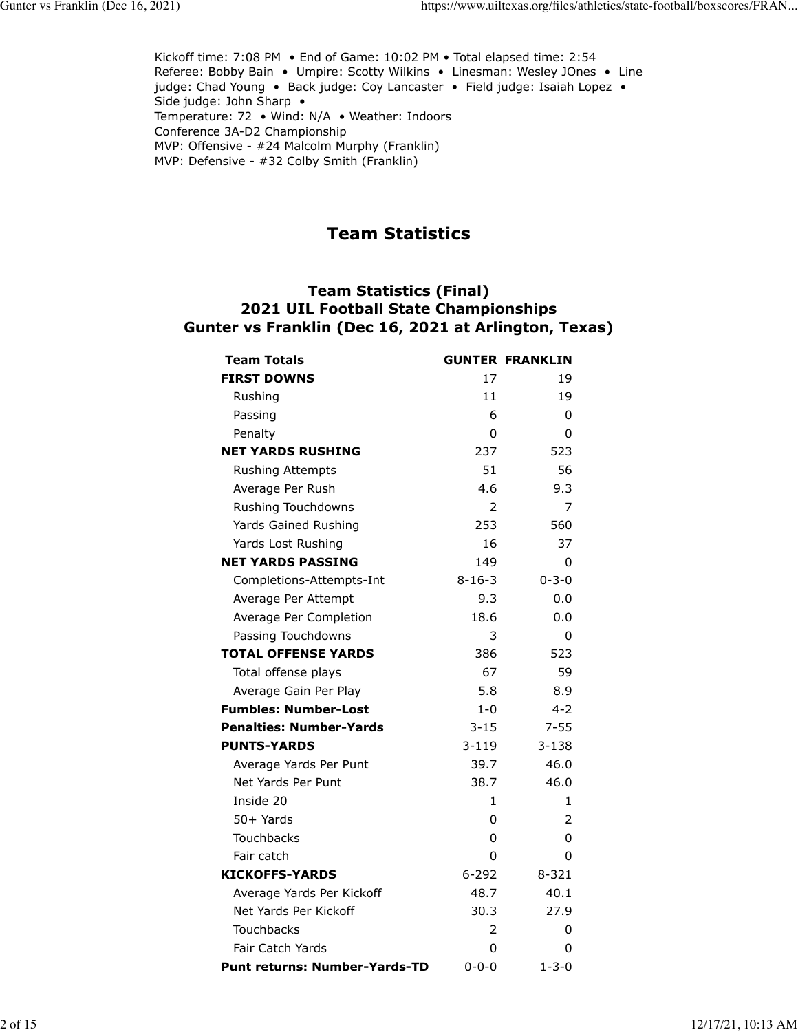Kickoff time: 7:08 PM • End of Game: 10:02 PM • Total elapsed time: 2:54
Referee: Bobby Bain • Umpire: Scotty Wilkins • Linesman: Wesley JOnes • Line judge: Chad Young • Back judge: Coy Lancaster • Field judge: Isaiah Lopez • Side judge: John Sharp •
Temperature: 72 • Wind: N/A • Weather: Indoors
Conference 3A-D2 Championship
MVP: Offensive - #24 Malcolm Murphy (Franklin)
MVP: Defensive - #32 Colby Smith (Franklin)

## Team Statistics

### Team Statistics (Final)
### 2021 UIL Football State Championships
### Gunter vs Franklin (Dec 16, 2021 at Arlington, Texas)

| Team Totals | GUNTER | FRANKLIN |
|---|---|---|
| **FIRST DOWNS** | 17 | 19 |
| Rushing | 11 | 19 |
| Passing | 6 | 0 |
| Penalty | 0 | 0 |
| **NET YARDS RUSHING** | 237 | 523 |
| Rushing Attempts | 51 | 56 |
| Average Per Rush | 4.6 | 9.3 |
| Rushing Touchdowns | 2 | 7 |
| Yards Gained Rushing | 253 | 560 |
| Yards Lost Rushing | 16 | 37 |
| **NET YARDS PASSING** | 149 | 0 |
| Completions-Attempts-Int | 8-16-3 | 0-3-0 |
| Average Per Attempt | 9.3 | 0.0 |
| Average Per Completion | 18.6 | 0.0 |
| Passing Touchdowns | 3 | 0 |
| **TOTAL OFFENSE YARDS** | 386 | 523 |
| Total offense plays | 67 | 59 |
| Average Gain Per Play | 5.8 | 8.9 |
| **Fumbles: Number-Lost** | 1-0 | 4-2 |
| **Penalties: Number-Yards** | 3-15 | 7-55 |
| **PUNTS-YARDS** | 3-119 | 3-138 |
| Average Yards Per Punt | 39.7 | 46.0 |
| Net Yards Per Punt | 38.7 | 46.0 |
| Inside 20 | 1 | 1 |
| 50+ Yards | 0 | 2 |
| Touchbacks | 0 | 0 |
| Fair catch | 0 | 0 |
| **KICKOFFS-YARDS** | 6-292 | 8-321 |
| Average Yards Per Kickoff | 48.7 | 40.1 |
| Net Yards Per Kickoff | 30.3 | 27.9 |
| Touchbacks | 2 | 0 |
| Fair Catch Yards | 0 | 0 |
| **Punt returns: Number-Yards-TD** | 0-0-0 | 1-3-0 |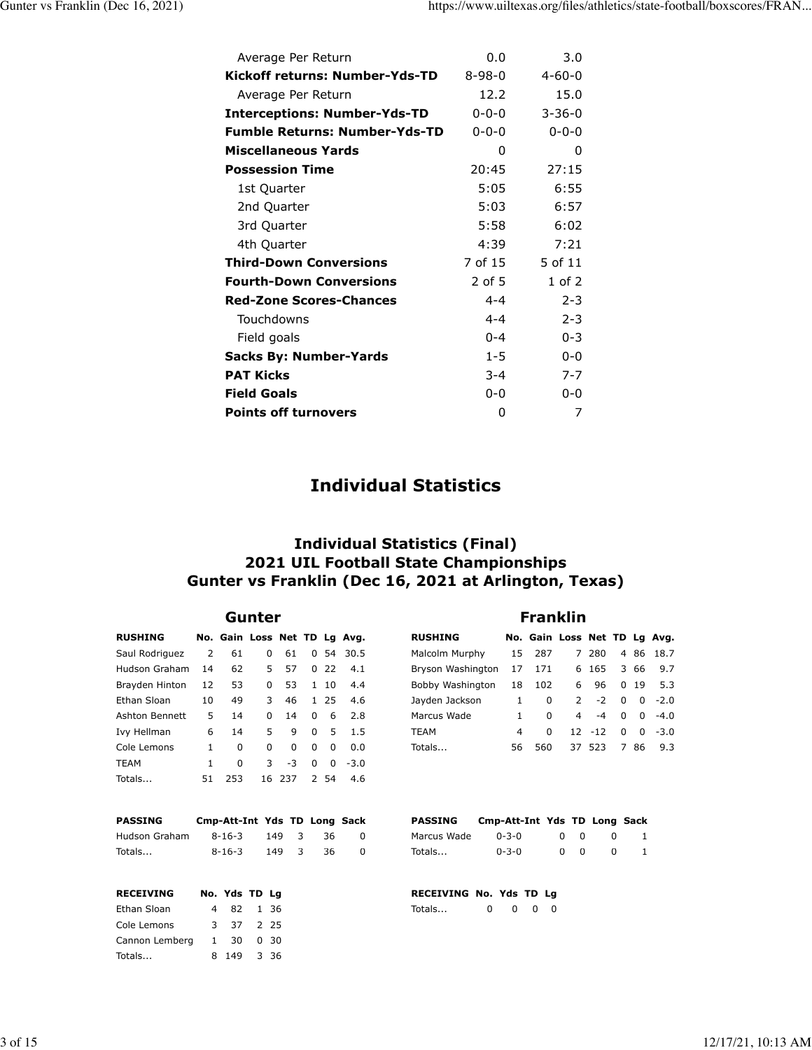| | Gunter | Franklin |
|---|---|---|
| Average Per Return | 0.0 | 3.0 |
| **Kickoff returns: Number-Yds-TD** | 8-98-0 | 4-60-0 |
| Average Per Return | 12.2 | 15.0 |
| **Interceptions: Number-Yds-TD** | 0-0-0 | 3-36-0 |
| **Fumble Returns: Number-Yds-TD** | 0-0-0 | 0-0-0 |
| **Miscellaneous Yards** | 0 | 0 |
| **Possession Time** | 20:45 | 27:15 |
| 1st Quarter | 5:05 | 6:55 |
| 2nd Quarter | 5:03 | 6:57 |
| 3rd Quarter | 5:58 | 6:02 |
| 4th Quarter | 4:39 | 7:21 |
| **Third-Down Conversions** | 7 of 15 | 5 of 11 |
| **Fourth-Down Conversions** | 2 of 5 | 1 of 2 |
| **Red-Zone Scores-Chances** | 4-4 | 2-3 |
| Touchdowns | 4-4 | 2-3 |
| Field goals | 0-4 | 0-3 |
| **Sacks By: Number-Yards** | 1-5 | 0-0 |
| **PAT Kicks** | 3-4 | 7-7 |
| **Field Goals** | 0-0 | 0-0 |
| **Points off turnovers** | 0 | 7 |

# Individual Statistics

## Individual Statistics (Final)
## 2021 UIL Football State Championships
## Gunter vs Franklin (Dec 16, 2021 at Arlington, Texas)

### Gunter

| RUSHING | No. | Gain | Loss | Net | TD | Lg | Avg. |
|---|---|---|---|---|---|---|---|
| Saul Rodriguez | 2 | 61 | 0 | 61 | 0 | 54 | 30.5 |
| Hudson Graham | 14 | 62 | 5 | 57 | 0 | 22 | 4.1 |
| Brayden Hinton | 12 | 53 | 0 | 53 | 1 | 10 | 4.4 |
| Ethan Sloan | 10 | 49 | 3 | 46 | 1 | 25 | 4.6 |
| Ashton Bennett | 5 | 14 | 0 | 14 | 0 | 6 | 2.8 |
| Ivy Hellman | 6 | 14 | 5 | 9 | 0 | 5 | 1.5 |
| Cole Lemons | 1 | 0 | 0 | 0 | 0 | 0 | 0.0 |
| TEAM | 1 | 0 | 3 | -3 | 0 | 0 | -3.0 |
| Totals... | 51 | 253 | 16 | 237 | 2 | 54 | 4.6 |

| PASSING | Cmp-Att-Int | Yds | TD | Long | Sack |
|---|---|---|---|---|---|
| Hudson Graham | 8-16-3 | 149 | 3 | 36 | 0 |
| Totals... | 8-16-3 | 149 | 3 | 36 | 0 |

| RECEIVING | No. | Yds | TD | Lg |
|---|---|---|---|---|
| Ethan Sloan | 4 | 82 | 1 | 36 |
| Cole Lemons | 3 | 37 | 2 | 25 |
| Cannon Lemberg | 1 | 30 | 0 | 30 |
| Totals... | 8 | 149 | 3 | 36 |

### Franklin

| RUSHING | No. | Gain | Loss | Net | TD | Lg | Avg. |
|---|---|---|---|---|---|---|---|
| Malcolm Murphy | 15 | 287 | 7 | 280 | 4 | 86 | 18.7 |
| Bryson Washington | 17 | 171 | 6 | 165 | 3 | 66 | 9.7 |
| Bobby Washington | 18 | 102 | 6 | 96 | 0 | 19 | 5.3 |
| Jayden Jackson | 1 | 0 | 2 | -2 | 0 | 0 | -2.0 |
| Marcus Wade | 1 | 0 | 4 | -4 | 0 | 0 | -4.0 |
| TEAM | 4 | 0 | 12 | -12 | 0 | 0 | -3.0 |
| Totals... | 56 | 560 | 37 | 523 | 7 | 86 | 9.3 |

| PASSING | Cmp-Att-Int | Yds | TD | Long | Sack |
|---|---|---|---|---|---|
| Marcus Wade | 0-3-0 | 0 | 0 | 0 | 1 |
| Totals... | 0-3-0 | 0 | 0 | 0 | 1 |

| RECEIVING | No. | Yds | TD | Lg |
|---|---|---|---|---|
| Totals... | 0 | 0 | 0 | 0 |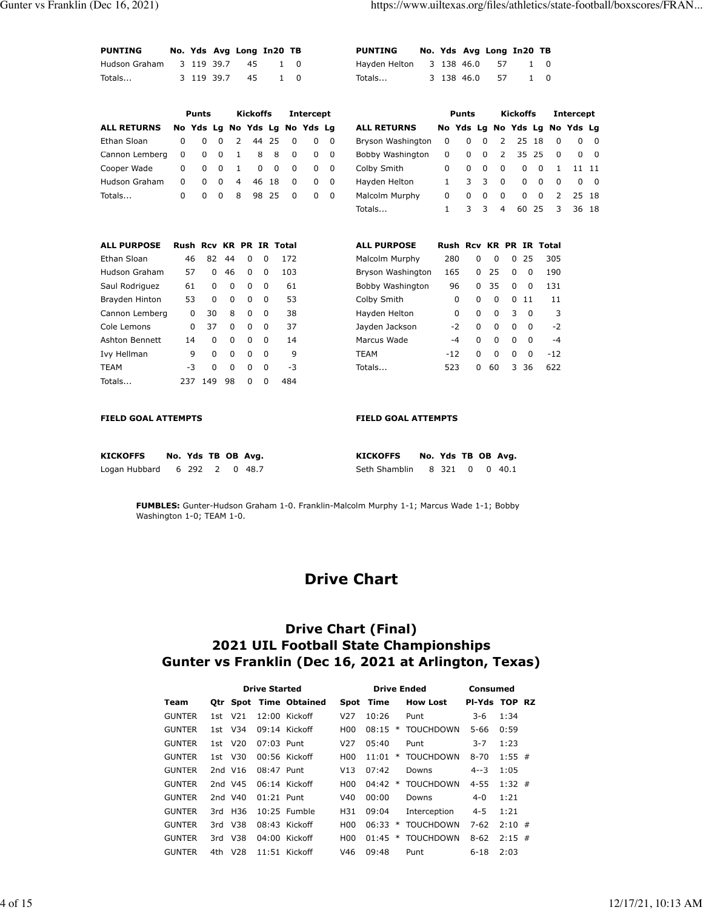| PUNTING | No. | Yds | Avg | Long | In20 | TB |
|---|---|---|---|---|---|---|
| Hudson Graham | 3 | 119 | 39.7 | 45 | 1 | 0 |
| Totals... | 3 | 119 | 39.7 | 45 | 1 | 0 |

| PUNTING | No. | Yds | Avg | Long | In20 | TB |
|---|---|---|---|---|---|---|
| Hayden Helton | 3 | 138 | 46.0 | 57 | 1 | 0 |
| Totals... | 3 | 138 | 46.0 | 57 | 1 | 0 |

| | Punts | | | Kickoffs | | | Intercept | | |
|---|---|---|---|---|---|---|---|---|---|
| ALL RETURNS | No | Yds | Lg | No | Yds | Lg | No | Yds | Lg |
| Ethan Sloan | 0 | 0 | 0 | 2 | 44 | 25 | 0 | 0 | 0 |
| Cannon Lemberg | 0 | 0 | 0 | 1 | 8 | 8 | 0 | 0 | 0 |
| Cooper Wade | 0 | 0 | 0 | 1 | 0 | 0 | 0 | 0 | 0 |
| Hudson Graham | 0 | 0 | 0 | 4 | 46 | 18 | 0 | 0 | 0 |
| Totals... | 0 | 0 | 0 | 8 | 98 | 25 | 0 | 0 | 0 |

| | Punts | | | Kickoffs | | | Intercept | | |
|---|---|---|---|---|---|---|---|---|---|
| ALL RETURNS | No | Yds | Lg | No | Yds | Lg | No | Yds | Lg |
| Bryson Washington | 0 | 0 | 0 | 2 | 25 | 18 | 0 | 0 | 0 |
| Bobby Washington | 0 | 0 | 0 | 2 | 35 | 25 | 0 | 0 | 0 |
| Colby Smith | 0 | 0 | 0 | 0 | 0 | 0 | 1 | 11 | 11 |
| Hayden Helton | 1 | 3 | 3 | 0 | 0 | 0 | 0 | 0 | 0 |
| Malcolm Murphy | 0 | 0 | 0 | 0 | 0 | 0 | 2 | 25 | 18 |
| Totals... | 1 | 3 | 3 | 4 | 60 | 25 | 3 | 36 | 18 |

| ALL PURPOSE | Rush | Rcv | KR | PR | IR | Total |
|---|---|---|---|---|---|---|
| Ethan Sloan | 46 | 82 | 44 | 0 | 0 | 172 |
| Hudson Graham | 57 | 0 | 46 | 0 | 0 | 103 |
| Saul Rodriguez | 61 | 0 | 0 | 0 | 0 | 61 |
| Brayden Hinton | 53 | 0 | 0 | 0 | 0 | 53 |
| Cannon Lemberg | 0 | 30 | 8 | 0 | 0 | 38 |
| Cole Lemons | 0 | 37 | 0 | 0 | 0 | 37 |
| Ashton Bennett | 14 | 0 | 0 | 0 | 0 | 14 |
| Ivy Hellman | 9 | 0 | 0 | 0 | 0 | 9 |
| TEAM | -3 | 0 | 0 | 0 | 0 | -3 |
| Totals... | 237 | 149 | 98 | 0 | 0 | 484 |

| ALL PURPOSE | Rush | Rcv | KR | PR | IR | Total |
|---|---|---|---|---|---|---|
| Malcolm Murphy | 280 | 0 | 0 | 0 | 25 | 305 |
| Bryson Washington | 165 | 0 | 25 | 0 | 0 | 190 |
| Bobby Washington | 96 | 0 | 35 | 0 | 0 | 131 |
| Colby Smith | 0 | 0 | 0 | 0 | 11 | 11 |
| Hayden Helton | 0 | 0 | 0 | 3 | 0 | 3 |
| Jayden Jackson | -2 | 0 | 0 | 0 | 0 | -2 |
| Marcus Wade | -4 | 0 | 0 | 0 | 0 | -4 |
| TEAM | -12 | 0 | 0 | 0 | 0 | -12 |
| Totals... | 523 | 0 | 60 | 3 | 36 | 622 |

**FIELD GOAL ATTEMPTS**

**FIELD GOAL ATTEMPTS**

| KICKOFFS | No. | Yds | TB | OB | Avg. |
|---|---|---|---|---|---|
| Logan Hubbard | 6 | 292 | 2 | 0 | 48.7 |

| KICKOFFS | No. | Yds | TB | OB | Avg. |
|---|---|---|---|---|---|
| Seth Shamblin | 8 | 321 | 0 | 0 | 40.1 |

**FUMBLES:** Gunter-Hudson Graham 1-0. Franklin-Malcolm Murphy 1-1; Marcus Wade 1-1; Bobby Washington 1-0; TEAM 1-0.

# Drive Chart

## Drive Chart (Final)
## 2021 UIL Football State Championships
## Gunter vs Franklin (Dec 16, 2021 at Arlington, Texas)

| | | Drive Started | | | Drive Ended | | | Consumed | | |
|---|---|---|---|---|---|---|---|---|---|---|
| Team | Qtr | Spot | Time | Obtained | Spot | Time | How Lost | Pl-Yds | TOP | RZ |
| GUNTER | 1st | V21 | 12:00 | Kickoff | V27 | 10:26 | Punt | 3-6 | 1:34 | |
| GUNTER | 1st | V34 | 09:14 | Kickoff | H00 | 08:15 | * TOUCHDOWN | 5-66 | 0:59 | |
| GUNTER | 1st | V20 | 07:03 | Punt | V27 | 05:40 | Punt | 3-7 | 1:23 | |
| GUNTER | 1st | V30 | 00:56 | Kickoff | H00 | 11:01 | * TOUCHDOWN | 8-70 | 1:55 | # |
| GUNTER | 2nd | V16 | 08:47 | Punt | V13 | 07:42 | Downs | 4--3 | 1:05 | |
| GUNTER | 2nd | V45 | 06:14 | Kickoff | H00 | 04:42 | * TOUCHDOWN | 4-55 | 1:32 | # |
| GUNTER | 2nd | V40 | 01:21 | Punt | V40 | 00:00 | Downs | 4-0 | 1:21 | |
| GUNTER | 3rd | H36 | 10:25 | Fumble | H31 | 09:04 | Interception | 4-5 | 1:21 | |
| GUNTER | 3rd | V38 | 08:43 | Kickoff | H00 | 06:33 | * TOUCHDOWN | 7-62 | 2:10 | # |
| GUNTER | 3rd | V38 | 04:00 | Kickoff | H00 | 01:45 | * TOUCHDOWN | 8-62 | 2:15 | # |
| GUNTER | 4th | V28 | 11:51 | Kickoff | V46 | 09:48 | Punt | 6-18 | 2:03 | |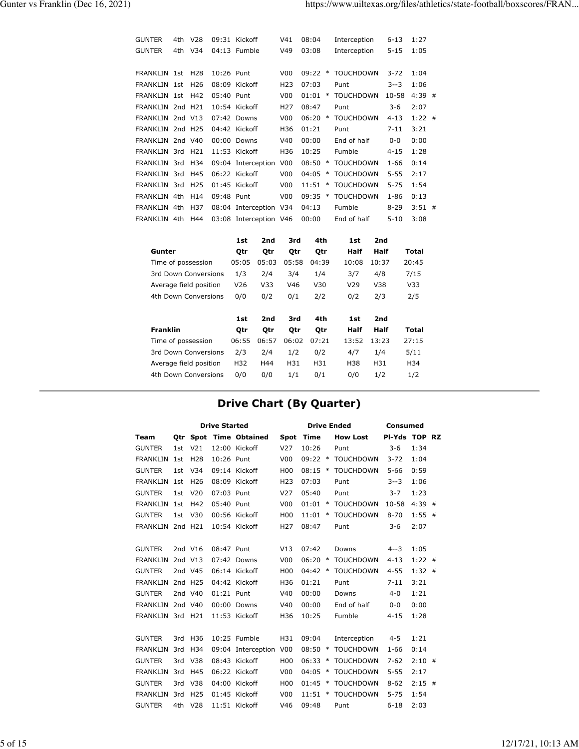| Team | Qtr | Spot | Time | Obtained | Spot | Time | | How Lost | Pl-Yds | TOP | RZ |
|---|---|---|---|---|---|---|---|---|---|---|---|
| GUNTER | 4th | V28 | 09:31 | Kickoff | V41 | 08:04 | | Interception | 6-13 | 1:27 | |
| GUNTER | 4th | V34 | 04:13 | Fumble | V49 | 03:08 | | Interception | 5-15 | 1:05 | |
| | | | | | | | | | | | |
| FRANKLIN | 1st | H28 | 10:26 | Punt | V00 | 09:22 | * | TOUCHDOWN | 3-72 | 1:04 | |
| FRANKLIN | 1st | H26 | 08:09 | Kickoff | H23 | 07:03 | | Punt | 3--3 | 1:06 | |
| FRANKLIN | 1st | H42 | 05:40 | Punt | V00 | 01:01 | * | TOUCHDOWN | 10-58 | 4:39 | # |
| FRANKLIN | 2nd | H21 | 10:54 | Kickoff | H27 | 08:47 | | Punt | 3-6 | 2:07 | |
| FRANKLIN | 2nd | V13 | 07:42 | Downs | V00 | 06:20 | * | TOUCHDOWN | 4-13 | 1:22 | # |
| FRANKLIN | 2nd | H25 | 04:42 | Kickoff | H36 | 01:21 | | Punt | 7-11 | 3:21 | |
| FRANKLIN | 2nd | V40 | 00:00 | Downs | V40 | 00:00 | | End of half | 0-0 | 0:00 | |
| FRANKLIN | 3rd | H21 | 11:53 | Kickoff | H36 | 10:25 | | Fumble | 4-15 | 1:28 | |
| FRANKLIN | 3rd | H34 | 09:04 | Interception | V00 | 08:50 | * | TOUCHDOWN | 1-66 | 0:14 | |
| FRANKLIN | 3rd | H45 | 06:22 | Kickoff | V00 | 04:05 | * | TOUCHDOWN | 5-55 | 2:17 | |
| FRANKLIN | 3rd | H25 | 01:45 | Kickoff | V00 | 11:51 | * | TOUCHDOWN | 5-75 | 1:54 | |
| FRANKLIN | 4th | H14 | 09:48 | Punt | V00 | 09:35 | * | TOUCHDOWN | 1-86 | 0:13 | |
| FRANKLIN | 4th | H37 | 08:04 | Interception | V34 | 04:13 | | Fumble | 8-29 | 3:51 | # |
| FRANKLIN | 4th | H44 | 03:08 | Interception | V46 | 00:00 | | End of half | 5-10 | 3:08 | |

| Gunter | 1st Qtr | 2nd Qtr | 3rd Qtr | 4th Qtr | 1st Half | 2nd Half | Total |
|---|---|---|---|---|---|---|---|
| Time of possession | 05:05 | 05:03 | 05:58 | 04:39 | 10:08 | 10:37 | 20:45 |
| 3rd Down Conversions | 1/3 | 2/4 | 3/4 | 1/4 | 3/7 | 4/8 | 7/15 |
| Average field position | V26 | V33 | V46 | V30 | V29 | V38 | V33 |
| 4th Down Conversions | 0/0 | 0/2 | 0/1 | 2/2 | 0/2 | 2/3 | 2/5 |

| Franklin | 1st Qtr | 2nd Qtr | 3rd Qtr | 4th Qtr | 1st Half | 2nd Half | Total |
|---|---|---|---|---|---|---|---|
| Time of possession | 06:55 | 06:57 | 06:02 | 07:21 | 13:52 | 13:23 | 27:15 |
| 3rd Down Conversions | 2/3 | 2/4 | 1/2 | 0/2 | 4/7 | 1/4 | 5/11 |
| Average field position | H32 | H44 | H31 | H31 | H38 | H31 | H34 |
| 4th Down Conversions | 0/0 | 0/0 | 1/1 | 0/1 | 0/0 | 1/2 | 1/2 |

## Drive Chart (By Quarter)

| | | Drive Started | | | Drive Ended | | | | Consumed | | |
|---|---|---|---|---|---|---|---|---|---|---|---|
| Team | Qtr | Spot | Time | Obtained | Spot | Time | | How Lost | Pl-Yds | TOP | RZ |
| GUNTER | 1st | V21 | 12:00 | Kickoff | V27 | 10:26 | | Punt | 3-6 | 1:34 | |
| FRANKLIN | 1st | H28 | 10:26 | Punt | V00 | 09:22 | * | TOUCHDOWN | 3-72 | 1:04 | |
| GUNTER | 1st | V34 | 09:14 | Kickoff | H00 | 08:15 | * | TOUCHDOWN | 5-66 | 0:59 | |
| FRANKLIN | 1st | H26 | 08:09 | Kickoff | H23 | 07:03 | | Punt | 3--3 | 1:06 | |
| GUNTER | 1st | V20 | 07:03 | Punt | V27 | 05:40 | | Punt | 3-7 | 1:23 | |
| FRANKLIN | 1st | H42 | 05:40 | Punt | V00 | 01:01 | * | TOUCHDOWN | 10-58 | 4:39 | # |
| GUNTER | 1st | V30 | 00:56 | Kickoff | H00 | 11:01 | * | TOUCHDOWN | 8-70 | 1:55 | # |
| FRANKLIN | 2nd | H21 | 10:54 | Kickoff | H27 | 08:47 | | Punt | 3-6 | 2:07 | |
| | | | | | | | | | | | |
| GUNTER | 2nd | V16 | 08:47 | Punt | V13 | 07:42 | | Downs | 4--3 | 1:05 | |
| FRANKLIN | 2nd | V13 | 07:42 | Downs | V00 | 06:20 | * | TOUCHDOWN | 4-13 | 1:22 | # |
| GUNTER | 2nd | V45 | 06:14 | Kickoff | H00 | 04:42 | * | TOUCHDOWN | 4-55 | 1:32 | # |
| FRANKLIN | 2nd | H25 | 04:42 | Kickoff | H36 | 01:21 | | Punt | 7-11 | 3:21 | |
| GUNTER | 2nd | V40 | 01:21 | Punt | V40 | 00:00 | | Downs | 4-0 | 1:21 | |
| FRANKLIN | 2nd | V40 | 00:00 | Downs | V40 | 00:00 | | End of half | 0-0 | 0:00 | |
| FRANKLIN | 3rd | H21 | 11:53 | Kickoff | H36 | 10:25 | | Fumble | 4-15 | 1:28 | |
| | | | | | | | | | | | |
| GUNTER | 3rd | H36 | 10:25 | Fumble | H31 | 09:04 | | Interception | 4-5 | 1:21 | |
| FRANKLIN | 3rd | H34 | 09:04 | Interception | V00 | 08:50 | * | TOUCHDOWN | 1-66 | 0:14 | |
| GUNTER | 3rd | V38 | 08:43 | Kickoff | H00 | 06:33 | * | TOUCHDOWN | 7-62 | 2:10 | # |
| FRANKLIN | 3rd | H45 | 06:22 | Kickoff | V00 | 04:05 | * | TOUCHDOWN | 5-55 | 2:17 | |
| GUNTER | 3rd | V38 | 04:00 | Kickoff | H00 | 01:45 | * | TOUCHDOWN | 8-62 | 2:15 | # |
| FRANKLIN | 3rd | H25 | 01:45 | Kickoff | V00 | 11:51 | * | TOUCHDOWN | 5-75 | 1:54 | |
| GUNTER | 4th | V28 | 11:51 | Kickoff | V46 | 09:48 | | Punt | 6-18 | 2:03 | |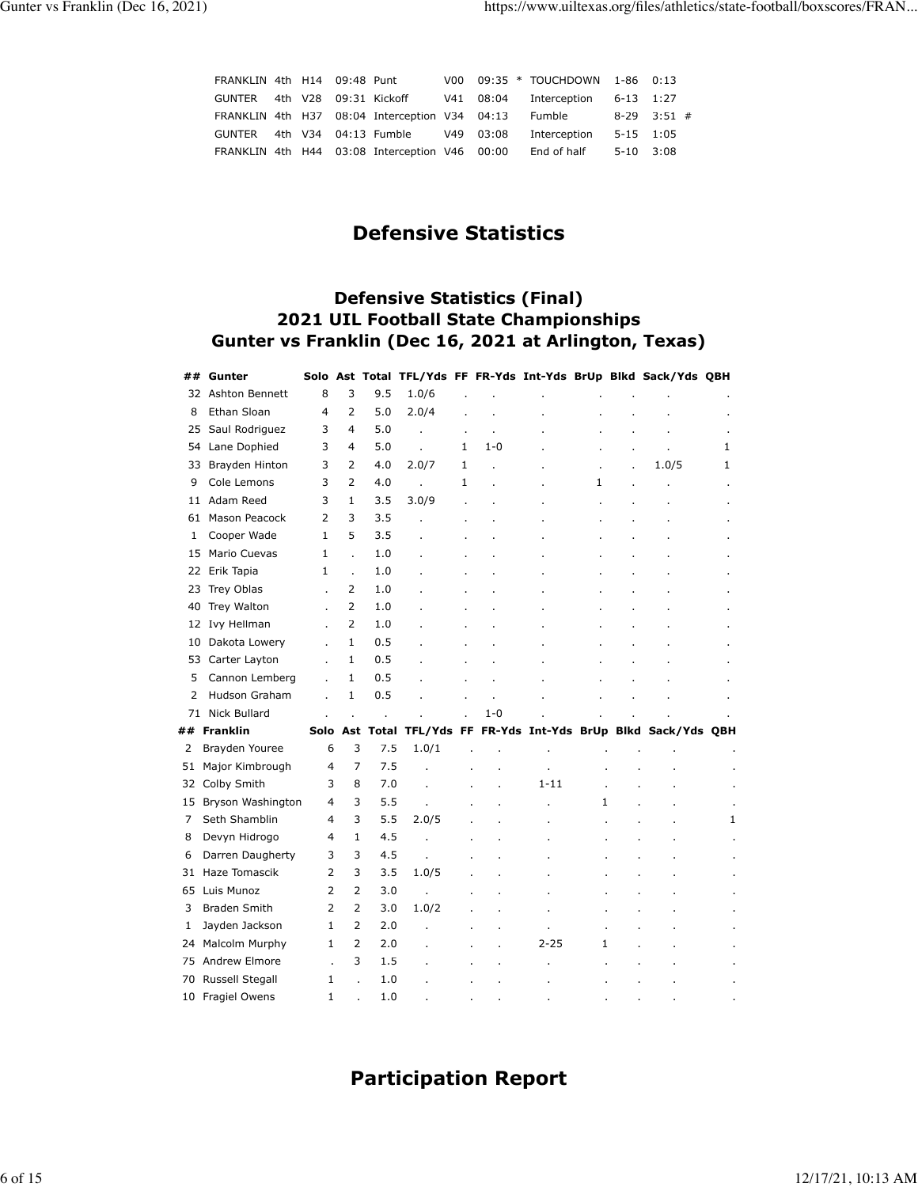| | | | | | | | | | | |
|---|---|---|---|---|---|---|---|---|---|---|
| FRANKLIN | 4th | H14 | 09:48 | Punt | V00 | 09:35 | * | TOUCHDOWN | 1-86 | 0:13 |
| GUNTER | 4th | V28 | 09:31 | Kickoff | V41 | 08:04 | | Interception | 6-13 | 1:27 |
| FRANKLIN | 4th | H37 | 08:04 | Interception | V34 | 04:13 | | Fumble | 8-29 | 3:51 # |
| GUNTER | 4th | V34 | 04:13 | Fumble | V49 | 03:08 | | Interception | 5-15 | 1:05 |
| FRANKLIN | 4th | H44 | 03:08 | Interception | V46 | 00:00 | | End of half | 5-10 | 3:08 |

# Defensive Statistics

## Defensive Statistics (Final)
## 2021 UIL Football State Championships
## Gunter vs Franklin (Dec 16, 2021 at Arlington, Texas)

| ## | Gunter | Solo | Ast | Total | TFL/Yds | FF | FR-Yds | Int-Yds | BrUp | Blkd | Sack/Yds | QBH |
|---|---|---|---|---|---|---|---|---|---|---|---|---|
| 32 | Ashton Bennett | 8 | 3 | 9.5 | 1.0/6 | . | . | . | . | . | . | . |
| 8 | Ethan Sloan | 4 | 2 | 5.0 | 2.0/4 | . | . | . | . | . | . | . |
| 25 | Saul Rodriguez | 3 | 4 | 5.0 | . | . | . | . | . | . | . | . |
| 54 | Lane Dophied | 3 | 4 | 5.0 | . | 1 | 1-0 | . | . | . | . | 1 |
| 33 | Brayden Hinton | 3 | 2 | 4.0 | 2.0/7 | 1 | . | . | . | . | 1.0/5 | 1 |
| 9 | Cole Lemons | 3 | 2 | 4.0 | . | 1 | . | . | 1 | . | . | . |
| 11 | Adam Reed | 3 | 1 | 3.5 | 3.0/9 | . | . | . | . | . | . | . |
| 61 | Mason Peacock | 2 | 3 | 3.5 | . | . | . | . | . | . | . | . |
| 1 | Cooper Wade | 1 | 5 | 3.5 | . | . | . | . | . | . | . | . |
| 15 | Mario Cuevas | 1 | . | 1.0 | . | . | . | . | . | . | . | . |
| 22 | Erik Tapia | 1 | . | 1.0 | . | . | . | . | . | . | . | . |
| 23 | Trey Oblas | . | 2 | 1.0 | . | . | . | . | . | . | . | . |
| 40 | Trey Walton | . | 2 | 1.0 | . | . | . | . | . | . | . | . |
| 12 | Ivy Hellman | . | 2 | 1.0 | . | . | . | . | . | . | . | . |
| 10 | Dakota Lowery | . | 1 | 0.5 | . | . | . | . | . | . | . | . |
| 53 | Carter Layton | . | 1 | 0.5 | . | . | . | . | . | . | . | . |
| 5 | Cannon Lemberg | . | 1 | 0.5 | . | . | . | . | . | . | . | . |
| 2 | Hudson Graham | . | 1 | 0.5 | . | . | . | . | . | . | . | . |
| 71 | Nick Bullard | . | . | . | . | . | 1-0 | . | . | . | . | . |
| **##** | **Franklin** | **Solo** | **Ast** | **Total** | **TFL/Yds** | **FF** | **FR-Yds** | **Int-Yds** | **BrUp** | **Blkd** | **Sack/Yds** | **QBH** |
| 2 | Brayden Youree | 6 | 3 | 7.5 | 1.0/1 | . | . | . | . | . | . | . |
| 51 | Major Kimbrough | 4 | 7 | 7.5 | . | . | . | . | . | . | . | . |
| 32 | Colby Smith | 3 | 8 | 7.0 | . | . | . | 1-11 | . | . | . | . |
| 15 | Bryson Washington | 4 | 3 | 5.5 | . | . | . | . | 1 | . | . | . |
| 7 | Seth Shamblin | 4 | 3 | 5.5 | 2.0/5 | . | . | . | . | . | . | 1 |
| 8 | Devyn Hidrogo | 4 | 1 | 4.5 | . | . | . | . | . | . | . | . |
| 6 | Darren Daugherty | 3 | 3 | 4.5 | . | . | . | . | . | . | . | . |
| 31 | Haze Tomascik | 2 | 3 | 3.5 | 1.0/5 | . | . | . | . | . | . | . |
| 65 | Luis Munoz | 2 | 2 | 3.0 | . | . | . | . | . | . | . | . |
| 3 | Braden Smith | 2 | 2 | 3.0 | 1.0/2 | . | . | . | . | . | . | . |
| 1 | Jayden Jackson | 1 | 2 | 2.0 | . | . | . | . | . | . | . | . |
| 24 | Malcolm Murphy | 1 | 2 | 2.0 | . | . | . | 2-25 | 1 | . | . | . |
| 75 | Andrew Elmore | . | 3 | 1.5 | . | . | . | . | . | . | . | . |
| 70 | Russell Stegall | 1 | . | 1.0 | . | . | . | . | . | . | . | . |
| 10 | Fragiel Owens | 1 | . | 1.0 | . | . | . | . | . | . | . | . |

# Participation Report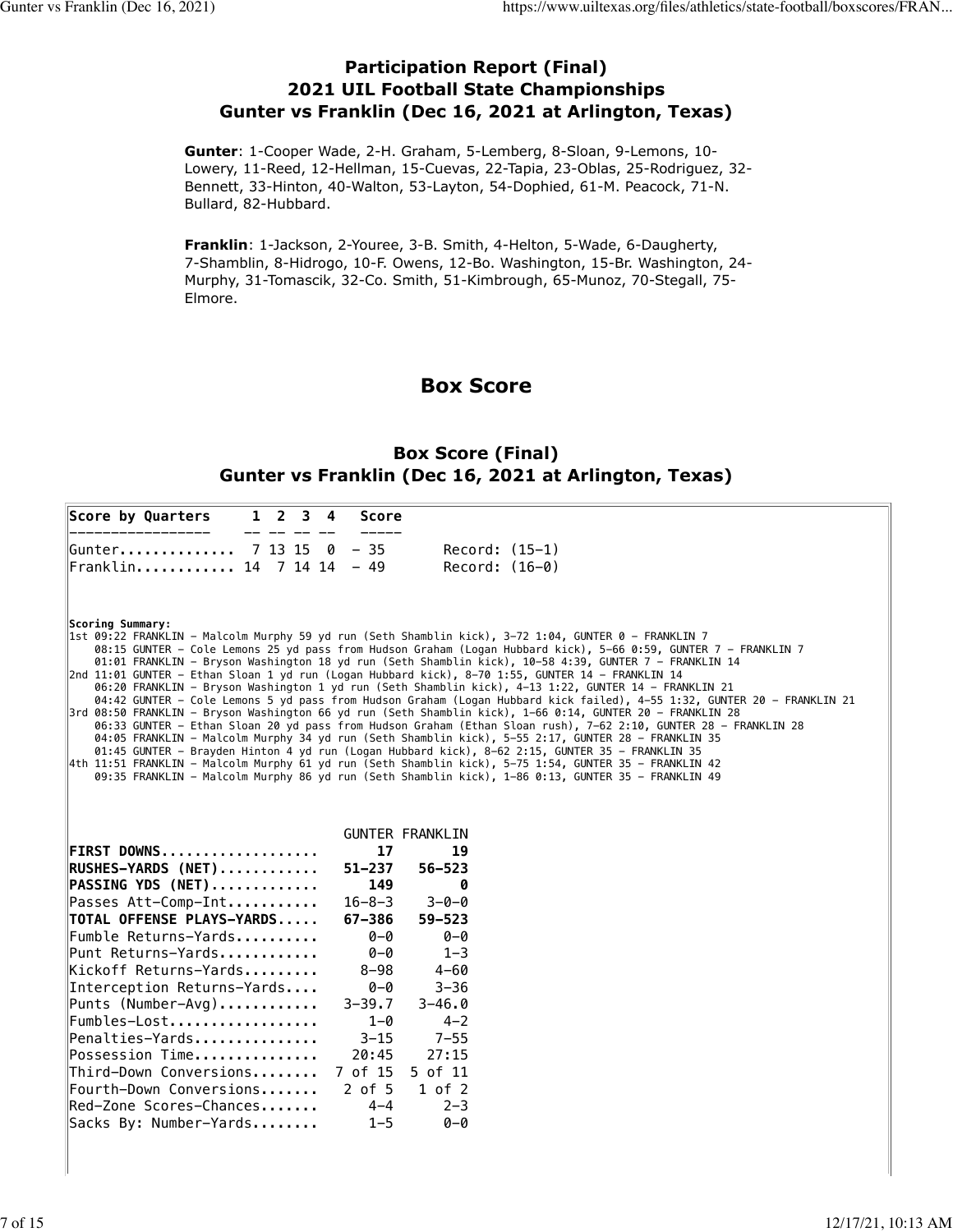## Participation Report (Final)
## 2021 UIL Football State Championships
## Gunter vs Franklin (Dec 16, 2021 at Arlington, Texas)

**Gunter**: 1-Cooper Wade, 2-H. Graham, 5-Lemberg, 8-Sloan, 9-Lemons, 10-Lowery, 11-Reed, 12-Hellman, 15-Cuevas, 22-Tapia, 23-Oblas, 25-Rodriguez, 32-Bennett, 33-Hinton, 40-Walton, 53-Layton, 54-Dophied, 61-M. Peacock, 71-N. Bullard, 82-Hubbard.

**Franklin**: 1-Jackson, 2-Youree, 3-B. Smith, 4-Helton, 5-Wade, 6-Daugherty, 7-Shamblin, 8-Hidrogo, 10-F. Owens, 12-Bo. Washington, 15-Br. Washington, 24-Murphy, 31-Tomascik, 32-Co. Smith, 51-Kimbrough, 65-Munoz, 70-Stegall, 75-Elmore.

# Box Score

## Box Score (Final)
## Gunter vs Franklin (Dec 16, 2021 at Arlington, Texas)

| Score by Quarters | 1 | 2 | 3 | 4 | Score | |
|---|---|---|---|---|---|---|
| Gunter | 7 | 13 | 15 | 0 | 35 | Record: (15-1) |
| Franklin | 14 | 7 | 14 | 14 | 49 | Record: (16-0) |

**Scoring Summary:**

```
1st 09:22 FRANKLIN - Malcolm Murphy 59 yd run (Seth Shamblin kick), 3-72 1:04, GUNTER 0 - FRANKLIN 7
    08:15 GUNTER - Cole Lemons 25 yd pass from Hudson Graham (Logan Hubbard kick), 5-66 0:59, GUNTER 7 - FRANKLIN 7
    01:01 FRANKLIN - Bryson Washington 18 yd run (Seth Shamblin kick), 10-58 4:39, GUNTER 7 - FRANKLIN 14
2nd 11:01 GUNTER - Ethan Sloan 1 yd run (Logan Hubbard kick), 8-70 1:55, GUNTER 14 - FRANKLIN 14
    06:20 FRANKLIN - Bryson Washington 1 yd run (Seth Shamblin kick), 4-13 1:22, GUNTER 14 - FRANKLIN 21
    04:42 GUNTER - Cole Lemons 5 yd pass from Hudson Graham (Logan Hubbard kick failed), 4-55 1:32, GUNTER 20 - FRANKLIN 21
3rd 08:50 FRANKLIN - Bryson Washington 66 yd run (Seth Shamblin kick), 1-66 0:14, GUNTER 20 - FRANKLIN 28
    06:33 GUNTER - Ethan Sloan 20 yd pass from Hudson Graham (Ethan Sloan rush), 7-62 2:10, GUNTER 28 - FRANKLIN 28
    04:05 FRANKLIN - Malcolm Murphy 34 yd run (Seth Shamblin kick), 5-55 2:17, GUNTER 28 - FRANKLIN 35
    01:45 GUNTER - Brayden Hinton 4 yd run (Logan Hubbard kick), 8-62 2:15, GUNTER 35 - FRANKLIN 35
4th 11:51 FRANKLIN - Malcolm Murphy 61 yd run (Seth Shamblin kick), 5-75 1:54, GUNTER 35 - FRANKLIN 42
    09:35 FRANKLIN - Malcolm Murphy 86 yd run (Seth Shamblin kick), 1-86 0:13, GUNTER 35 - FRANKLIN 49
```

| | GUNTER | FRANKLIN |
|---|---|---|
| **FIRST DOWNS** | **17** | **19** |
| **RUSHES-YARDS (NET)** | **51-237** | **56-523** |
| **PASSING YDS (NET)** | **149** | **0** |
| Passes Att-Comp-Int | 16-8-3 | 3-0-0 |
| **TOTAL OFFENSE PLAYS-YARDS** | **67-386** | **59-523** |
| Fumble Returns-Yards | 0-0 | 0-0 |
| Punt Returns-Yards | 0-0 | 1-3 |
| Kickoff Returns-Yards | 8-98 | 4-60 |
| Interception Returns-Yards | 0-0 | 3-36 |
| Punts (Number-Avg) | 3-39.7 | 3-46.0 |
| Fumbles-Lost | 1-0 | 4-2 |
| Penalties-Yards | 3-15 | 7-55 |
| Possession Time | 20:45 | 27:15 |
| Third-Down Conversions | 7 of 15 | 5 of 11 |
| Fourth-Down Conversions | 2 of 5 | 1 of 2 |
| Red-Zone Scores-Chances | 4-4 | 2-3 |
| Sacks By: Number-Yards | 1-5 | 0-0 |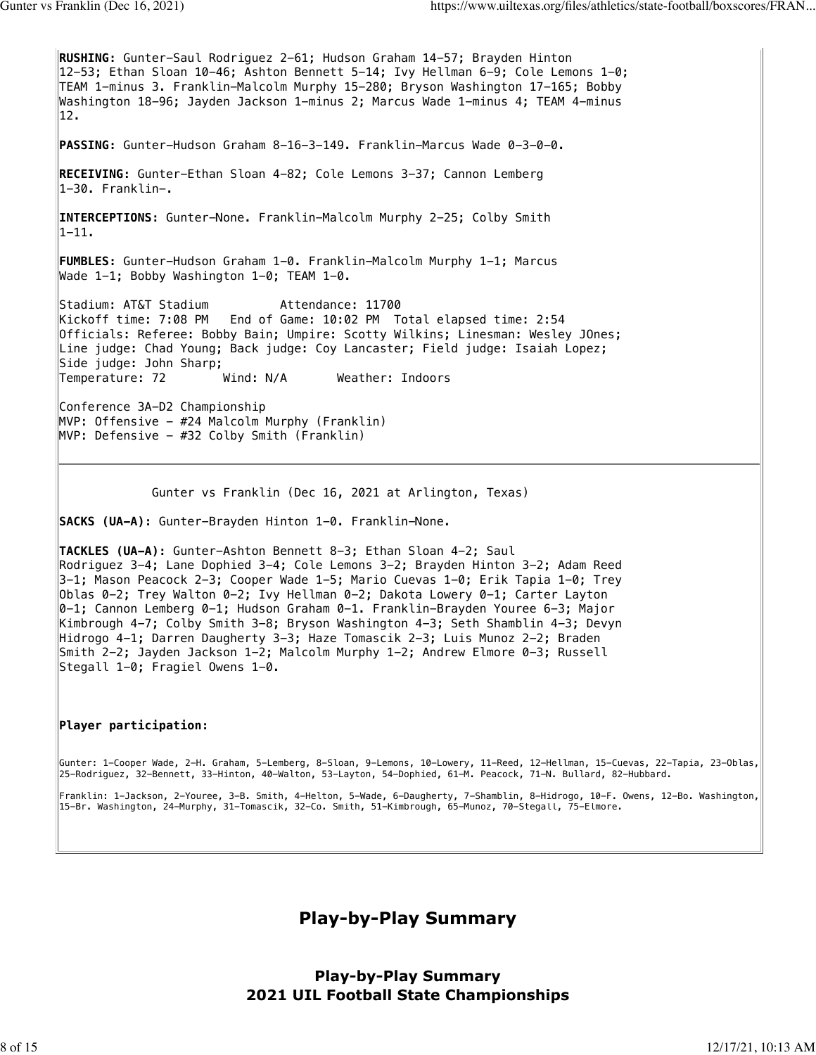**RUSHING:** Gunter-Saul Rodriguez 2-61; Hudson Graham 14-57; Brayden Hinton 12-53; Ethan Sloan 10-46; Ashton Bennett 5-14; Ivy Hellman 6-9; Cole Lemons 1-0; TEAM 1-minus 3. Franklin-Malcolm Murphy 15-280; Bryson Washington 17-165; Bobby Washington 18-96; Jayden Jackson 1-minus 2; Marcus Wade 1-minus 4; TEAM 4-minus 12.

**PASSING:** Gunter-Hudson Graham 8-16-3-149. Franklin-Marcus Wade 0-3-0-0.

**RECEIVING:** Gunter-Ethan Sloan 4-82; Cole Lemons 3-37; Cannon Lemberg 1-30. Franklin-.

**INTERCEPTIONS:** Gunter-None. Franklin-Malcolm Murphy 2-25; Colby Smith 1-11.

**FUMBLES:** Gunter-Hudson Graham 1-0. Franklin-Malcolm Murphy 1-1; Marcus Wade 1-1; Bobby Washington 1-0; TEAM 1-0.

Stadium: AT&T Stadium Attendance: 11700
Kickoff time: 7:08 PM End of Game: 10:02 PM Total elapsed time: 2:54
Officials: Referee: Bobby Bain; Umpire: Scotty Wilkins; Linesman: Wesley JOnes; Line judge: Chad Young; Back judge: Coy Lancaster; Field judge: Isaiah Lopez; Side judge: John Sharp;
Temperature: 72 Wind: N/A Weather: Indoors

Conference 3A-D2 Championship
MVP: Offensive - #24 Malcolm Murphy (Franklin)
MVP: Defensive - #32 Colby Smith (Franklin)

---

Gunter vs Franklin (Dec 16, 2021 at Arlington, Texas)

**SACKS (UA-A):** Gunter-Brayden Hinton 1-0. Franklin-None.

**TACKLES (UA-A):** Gunter-Ashton Bennett 8-3; Ethan Sloan 4-2; Saul Rodriguez 3-4; Lane Dophied 3-4; Cole Lemons 3-2; Brayden Hinton 3-2; Adam Reed 3-1; Mason Peacock 2-3; Cooper Wade 1-5; Mario Cuevas 1-0; Erik Tapia 1-0; Trey Oblas 0-2; Trey Walton 0-2; Ivy Hellman 0-2; Dakota Lowery 0-1; Carter Layton 0-1; Cannon Lemberg 0-1; Hudson Graham 0-1. Franklin-Brayden Youree 6-3; Major Kimbrough 4-7; Colby Smith 3-8; Bryson Washington 4-3; Seth Shamblin 4-3; Devyn Hidrogo 4-1; Darren Daugherty 3-3; Haze Tomascik 2-3; Luis Munoz 2-2; Braden Smith 2-2; Jayden Jackson 1-2; Malcolm Murphy 1-2; Andrew Elmore 0-3; Russell Stegall 1-0; Fragiel Owens 1-0.

**Player participation:**

Gunter: 1-Cooper Wade, 2-H. Graham, 5-Lemberg, 8-Sloan, 9-Lemons, 10-Lowery, 11-Reed, 12-Hellman, 15-Cuevas, 22-Tapia, 23-Oblas, 25-Rodriguez, 32-Bennett, 33-Hinton, 40-Walton, 53-Layton, 54-Dophied, 61-M. Peacock, 71-N. Bullard, 82-Hubbard.

Franklin: 1-Jackson, 2-Youree, 3-B. Smith, 4-Helton, 5-Wade, 6-Daugherty, 7-Shamblin, 8-Hidrogo, 10-F. Owens, 12-Bo. Washington, 15-Br. Washington, 24-Murphy, 31-Tomascik, 32-Co. Smith, 51-Kimbrough, 65-Munoz, 70-Stegall, 75-Elmore.

## Play-by-Play Summary

### Play-by-Play Summary
### 2021 UIL Football State Championships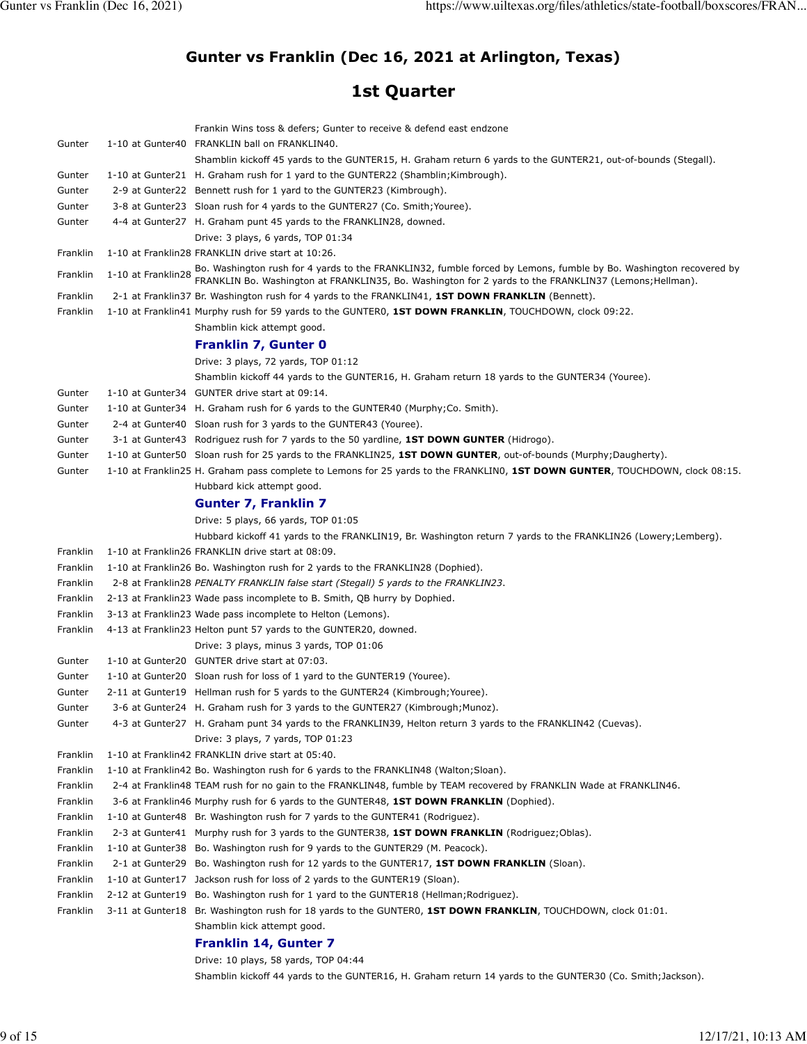# Gunter vs Franklin (Dec 16, 2021 at Arlington, Texas)

## 1st Quarter

| Team | Down & Position | Play |
|---|---|---|
| | | Frankin Wins toss & defers; Gunter to receive & defend east endzone |
| Gunter | 1-10 at Gunter40 | FRANKLIN ball on FRANKLIN40. |
| | | Shamblin kickoff 45 yards to the GUNTER15, H. Graham return 6 yards to the GUNTER21, out-of-bounds (Stegall). |
| Gunter | 1-10 at Gunter21 | H. Graham rush for 1 yard to the GUNTER22 (Shamblin;Kimbrough). |
| Gunter | 2-9 at Gunter22 | Bennett rush for 1 yard to the GUNTER23 (Kimbrough). |
| Gunter | 3-8 at Gunter23 | Sloan rush for 4 yards to the GUNTER27 (Co. Smith;Youree). |
| Gunter | 4-4 at Gunter27 | H. Graham punt 45 yards to the FRANKLIN28, downed. |
| | | Drive: 3 plays, 6 yards, TOP 01:34 |
| Franklin | 1-10 at Franklin28 | FRANKLIN drive start at 10:26. |
| Franklin | 1-10 at Franklin28 | Bo. Washington rush for 4 yards to the FRANKLIN32, fumble forced by Lemons, fumble by Bo. Washington recovered by FRANKLIN Bo. Washington at FRANKLIN35, Bo. Washington for 2 yards to the FRANKLIN37 (Lemons;Hellman). |
| Franklin | 2-1 at Franklin37 | Br. Washington rush for 4 yards to the FRANKLIN41, **1ST DOWN FRANKLIN** (Bennett). |
| Franklin | 1-10 at Franklin41 | Murphy rush for 59 yards to the GUNTER0, **1ST DOWN FRANKLIN**, TOUCHDOWN, clock 09:22. |
| | | Shamblin kick attempt good. |
| | | **Franklin 7, Gunter 0** |
| | | Drive: 3 plays, 72 yards, TOP 01:12 |
| | | Shamblin kickoff 44 yards to the GUNTER16, H. Graham return 18 yards to the GUNTER34 (Youree). |
| Gunter | 1-10 at Gunter34 | GUNTER drive start at 09:14. |
| Gunter | 1-10 at Gunter34 | H. Graham rush for 6 yards to the GUNTER40 (Murphy;Co. Smith). |
| Gunter | 2-4 at Gunter40 | Sloan rush for 3 yards to the GUNTER43 (Youree). |
| Gunter | 3-1 at Gunter43 | Rodriguez rush for 7 yards to the 50 yardline, **1ST DOWN GUNTER** (Hidrogo). |
| Gunter | 1-10 at Gunter50 | Sloan rush for 25 yards to the FRANKLIN25, **1ST DOWN GUNTER**, out-of-bounds (Murphy;Daugherty). |
| Gunter | 1-10 at Franklin25 | H. Graham pass complete to Lemons for 25 yards to the FRANKLIN0, **1ST DOWN GUNTER**, TOUCHDOWN, clock 08:15. |
| | | Hubbard kick attempt good. |
| | | **Gunter 7, Franklin 7** |
| | | Drive: 5 plays, 66 yards, TOP 01:05 |
| | | Hubbard kickoff 41 yards to the FRANKLIN19, Br. Washington return 7 yards to the FRANKLIN26 (Lowery;Lemberg). |
| Franklin | 1-10 at Franklin26 | FRANKLIN drive start at 08:09. |
| Franklin | 1-10 at Franklin26 | Bo. Washington rush for 2 yards to the FRANKLIN28 (Dophied). |
| Franklin | 2-8 at Franklin28 | *PENALTY FRANKLIN false start (Stegall) 5 yards to the FRANKLIN23.* |
| Franklin | 2-13 at Franklin23 | Wade pass incomplete to B. Smith, QB hurry by Dophied. |
| Franklin | 3-13 at Franklin23 | Wade pass incomplete to Helton (Lemons). |
| Franklin | 4-13 at Franklin23 | Helton punt 57 yards to the GUNTER20, downed. |
| | | Drive: 3 plays, minus 3 yards, TOP 01:06 |
| Gunter | 1-10 at Gunter20 | GUNTER drive start at 07:03. |
| Gunter | 1-10 at Gunter20 | Sloan rush for loss of 1 yard to the GUNTER19 (Youree). |
| Gunter | 2-11 at Gunter19 | Hellman rush for 5 yards to the GUNTER24 (Kimbrough;Youree). |
| Gunter | 3-6 at Gunter24 | H. Graham rush for 3 yards to the GUNTER27 (Kimbrough;Munoz). |
| Gunter | 4-3 at Gunter27 | H. Graham punt 34 yards to the FRANKLIN39, Helton return 3 yards to the FRANKLIN42 (Cuevas). |
| | | Drive: 3 plays, 7 yards, TOP 01:23 |
| Franklin | 1-10 at Franklin42 | FRANKLIN drive start at 05:40. |
| Franklin | 1-10 at Franklin42 | Bo. Washington rush for 6 yards to the FRANKLIN48 (Walton;Sloan). |
| Franklin | 2-4 at Franklin48 | TEAM rush for no gain to the FRANKLIN48, fumble by TEAM recovered by FRANKLIN Wade at FRANKLIN46. |
| Franklin | 3-6 at Franklin46 | Murphy rush for 6 yards to the GUNTER48, **1ST DOWN FRANKLIN** (Dophied). |
| Franklin | 1-10 at Gunter48 | Br. Washington rush for 7 yards to the GUNTER41 (Rodriguez). |
| Franklin | 2-3 at Gunter41 | Murphy rush for 3 yards to the GUNTER38, **1ST DOWN FRANKLIN** (Rodriguez;Oblas). |
| Franklin | 1-10 at Gunter38 | Bo. Washington rush for 9 yards to the GUNTER29 (M. Peacock). |
| Franklin | 2-1 at Gunter29 | Bo. Washington rush for 12 yards to the GUNTER17, **1ST DOWN FRANKLIN** (Sloan). |
| Franklin | 1-10 at Gunter17 | Jackson rush for loss of 2 yards to the GUNTER19 (Sloan). |
| Franklin | 2-12 at Gunter19 | Bo. Washington rush for 1 yard to the GUNTER18 (Hellman;Rodriguez). |
| Franklin | 3-11 at Gunter18 | Br. Washington rush for 18 yards to the GUNTER0, **1ST DOWN FRANKLIN**, TOUCHDOWN, clock 01:01. |
| | | Shamblin kick attempt good. |
| | | **Franklin 14, Gunter 7** |
| | | Drive: 10 plays, 58 yards, TOP 04:44 |
| | | Shamblin kickoff 44 yards to the GUNTER16, H. Graham return 14 yards to the GUNTER30 (Co. Smith;Jackson). |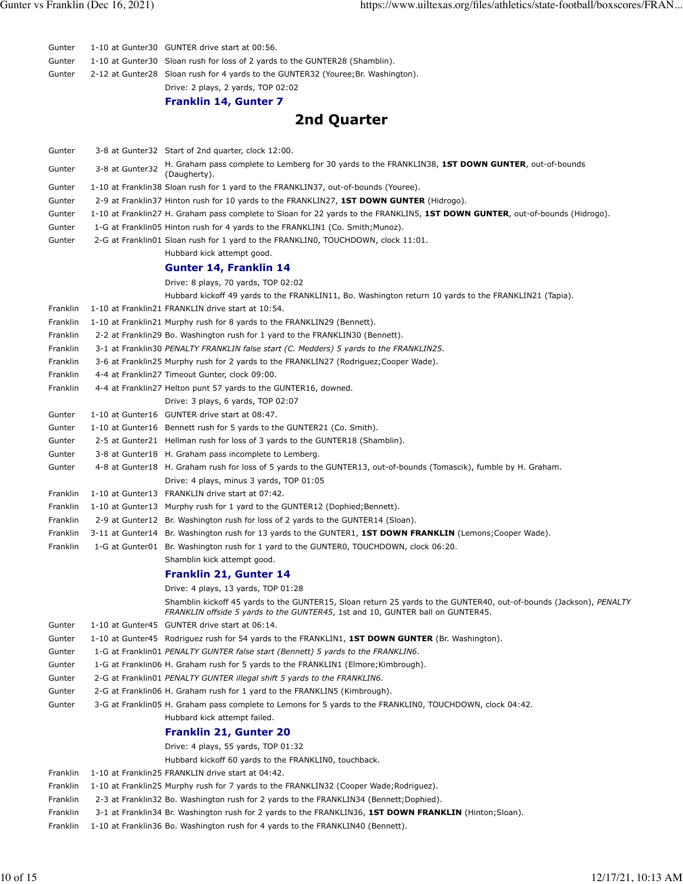| | | |
|---|---|---|
| Gunter | 1-10 at Gunter30 | GUNTER drive start at 00:56. |
| Gunter | 1-10 at Gunter30 | Sloan rush for loss of 2 yards to the GUNTER28 (Shamblin). |
| Gunter | 2-12 at Gunter28 | Sloan rush for 4 yards to the GUNTER32 (Youree;Br. Washington). |
| | | Drive: 2 plays, 2 yards, TOP 02:02 |
| | | **Franklin 14, Gunter 7** |

## 2nd Quarter

| | | |
|---|---|---|
| Gunter | 3-8 at Gunter32 | Start of 2nd quarter, clock 12:00. |
| Gunter | 3-8 at Gunter32 | H. Graham pass complete to Lemberg for 30 yards to the FRANKLIN38, **1ST DOWN GUNTER**, out-of-bounds (Daugherty). |
| Gunter | 1-10 at Franklin38 | Sloan rush for 1 yard to the FRANKLIN37, out-of-bounds (Youree). |
| Gunter | 2-9 at Franklin37 | Hinton rush for 10 yards to the FRANKLIN27, **1ST DOWN GUNTER** (Hidrogo). |
| Gunter | 1-10 at Franklin27 | H. Graham pass complete to Sloan for 22 yards to the FRANKLIN5, **1ST DOWN GUNTER**, out-of-bounds (Hidrogo). |
| Gunter | 1-G at Franklin05 | Hinton rush for 4 yards to the FRANKLIN1 (Co. Smith;Munoz). |
| Gunter | 2-G at Franklin01 | Sloan rush for 1 yard to the FRANKLIN0, TOUCHDOWN, clock 11:01. |
| | | Hubbard kick attempt good. |
| | | **Gunter 14, Franklin 14** |
| | | Drive: 8 plays, 70 yards, TOP 02:02 |
| | | Hubbard kickoff 49 yards to the FRANKLIN11, Bo. Washington return 10 yards to the FRANKLIN21 (Tapia). |
| Franklin | 1-10 at Franklin21 | FRANKLIN drive start at 10:54. |
| Franklin | 1-10 at Franklin21 | Murphy rush for 8 yards to the FRANKLIN29 (Bennett). |
| Franklin | 2-2 at Franklin29 | Bo. Washington rush for 1 yard to the FRANKLIN30 (Bennett). |
| Franklin | 3-1 at Franklin30 | *PENALTY FRANKLIN false start (C. Medders) 5 yards to the FRANKLIN25.* |
| Franklin | 3-6 at Franklin25 | Murphy rush for 2 yards to the FRANKLIN27 (Rodriguez;Cooper Wade). |
| Franklin | 4-4 at Franklin27 | Timeout Gunter, clock 09:00. |
| Franklin | 4-4 at Franklin27 | Helton punt 57 yards to the GUNTER16, downed. |
| | | Drive: 3 plays, 6 yards, TOP 02:07 |
| Gunter | 1-10 at Gunter16 | GUNTER drive start at 08:47. |
| Gunter | 1-10 at Gunter16 | Bennett rush for 5 yards to the GUNTER21 (Co. Smith). |
| Gunter | 2-5 at Gunter21 | Hellman rush for loss of 3 yards to the GUNTER18 (Shamblin). |
| Gunter | 3-8 at Gunter18 | H. Graham pass incomplete to Lemberg. |
| Gunter | 4-8 at Gunter18 | H. Graham rush for loss of 5 yards to the GUNTER13, out-of-bounds (Tomascik), fumble by H. Graham. |
| | | Drive: 4 plays, minus 3 yards, TOP 01:05 |
| Franklin | 1-10 at Gunter13 | FRANKLIN drive start at 07:42. |
| Franklin | 1-10 at Gunter13 | Murphy rush for 1 yard to the GUNTER12 (Dophied;Bennett). |
| Franklin | 2-9 at Gunter12 | Br. Washington rush for loss of 2 yards to the GUNTER14 (Sloan). |
| Franklin | 3-11 at Gunter14 | Br. Washington rush for 13 yards to the GUNTER1, **1ST DOWN FRANKLIN** (Lemons;Cooper Wade). |
| Franklin | 1-G at Gunter01 | Br. Washington rush for 1 yard to the GUNTER0, TOUCHDOWN, clock 06:20. |
| | | Shamblin kick attempt good. |
| | | **Franklin 21, Gunter 14** |
| | | Drive: 4 plays, 13 yards, TOP 01:28 |
| | | Shamblin kickoff 45 yards to the GUNTER15, Sloan return 25 yards to the GUNTER40, out-of-bounds (Jackson), *PENALTY FRANKLIN offside 5 yards to the GUNTER45*, 1st and 10, GUNTER ball on GUNTER45. |
| Gunter | 1-10 at Gunter45 | GUNTER drive start at 06:14. |
| Gunter | 1-10 at Gunter45 | Rodriguez rush for 54 yards to the FRANKLIN1, **1ST DOWN GUNTER** (Br. Washington). |
| Gunter | 1-G at Franklin01 | *PENALTY GUNTER false start (Bennett) 5 yards to the FRANKLIN6.* |
| Gunter | 1-G at Franklin06 | H. Graham rush for 5 yards to the FRANKLIN1 (Elmore;Kimbrough). |
| Gunter | 2-G at Franklin01 | *PENALTY GUNTER illegal shift 5 yards to the FRANKLIN6.* |
| Gunter | 2-G at Franklin06 | H. Graham rush for 1 yard to the FRANKLIN5 (Kimbrough). |
| Gunter | 3-G at Franklin05 | H. Graham pass complete to Lemons for 5 yards to the FRANKLIN0, TOUCHDOWN, clock 04:42. |
| | | Hubbard kick attempt failed. |
| | | **Franklin 21, Gunter 20** |
| | | Drive: 4 plays, 55 yards, TOP 01:32 |
| | | Hubbard kickoff 60 yards to the FRANKLIN0, touchback. |
| Franklin | 1-10 at Franklin25 | FRANKLIN drive start at 04:42. |
| Franklin | 1-10 at Franklin25 | Murphy rush for 7 yards to the FRANKLIN32 (Cooper Wade;Rodriguez). |
| Franklin | 2-3 at Franklin32 | Bo. Washington rush for 2 yards to the FRANKLIN34 (Bennett;Dophied). |
| Franklin | 3-1 at Franklin34 | Br. Washington rush for 2 yards to the FRANKLIN36, **1ST DOWN FRANKLIN** (Hinton;Sloan). |
| Franklin | 1-10 at Franklin36 | Bo. Washington rush for 4 yards to the FRANKLIN40 (Bennett). |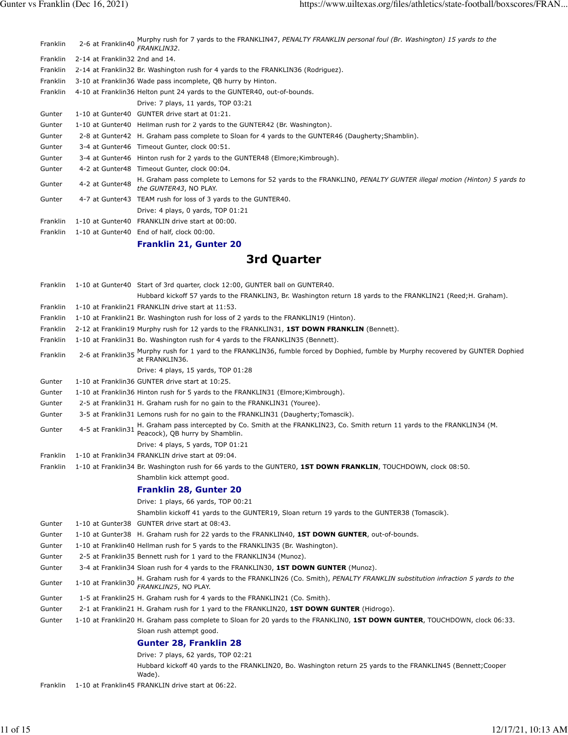| | | |
|---|---|---|
| Franklin | 2-6 at Franklin40 | Murphy rush for 7 yards to the FRANKLIN47, *PENALTY FRANKLIN personal foul (Br. Washington) 15 yards to the FRANKLIN32.* |
| Franklin | 2-14 at Franklin32 | 2nd and 14. |
| Franklin | 2-14 at Franklin32 | Br. Washington rush for 4 yards to the FRANKLIN36 (Rodriguez). |
| Franklin | 3-10 at Franklin36 | Wade pass incomplete, QB hurry by Hinton. |
| Franklin | 4-10 at Franklin36 | Helton punt 24 yards to the GUNTER40, out-of-bounds. |
| | | Drive: 7 plays, 11 yards, TOP 03:21 |
| Gunter | 1-10 at Gunter40 | GUNTER drive start at 01:21. |
| Gunter | 1-10 at Gunter40 | Hellman rush for 2 yards to the GUNTER42 (Br. Washington). |
| Gunter | 2-8 at Gunter42 | H. Graham pass complete to Sloan for 4 yards to the GUNTER46 (Daugherty;Shamblin). |
| Gunter | 3-4 at Gunter46 | Timeout Gunter, clock 00:51. |
| Gunter | 3-4 at Gunter46 | Hinton rush for 2 yards to the GUNTER48 (Elmore;Kimbrough). |
| Gunter | 4-2 at Gunter48 | Timeout Gunter, clock 00:04. |
| Gunter | 4-2 at Gunter48 | H. Graham pass complete to Lemons for 52 yards to the FRANKLIN0, *PENALTY GUNTER illegal motion (Hinton) 5 yards to the GUNTER43*, NO PLAY. |
| Gunter | 4-7 at Gunter43 | TEAM rush for loss of 3 yards to the GUNTER40. |
| | | Drive: 4 plays, 0 yards, TOP 01:21 |
| Franklin | 1-10 at Gunter40 | FRANKLIN drive start at 00:00. |
| Franklin | 1-10 at Gunter40 | End of half, clock 00:00. |
| | | **Franklin 21, Gunter 20** |

## 3rd Quarter

| | | |
|---|---|---|
| Franklin | 1-10 at Gunter40 | Start of 3rd quarter, clock 12:00, GUNTER ball on GUNTER40. |
| | | Hubbard kickoff 57 yards to the FRANKLIN3, Br. Washington return 18 yards to the FRANKLIN21 (Reed;H. Graham). |
| Franklin | 1-10 at Franklin21 | FRANKLIN drive start at 11:53. |
| Franklin | 1-10 at Franklin21 | Br. Washington rush for loss of 2 yards to the FRANKLIN19 (Hinton). |
| Franklin | 2-12 at Franklin19 | Murphy rush for 12 yards to the FRANKLIN31, **1ST DOWN FRANKLIN** (Bennett). |
| Franklin | 1-10 at Franklin31 | Bo. Washington rush for 4 yards to the FRANKLIN35 (Bennett). |
| Franklin | 2-6 at Franklin35 | Murphy rush for 1 yard to the FRANKLIN36, fumble forced by Dophied, fumble by Murphy recovered by GUNTER Dophied at FRANKLIN36. |
| | | Drive: 4 plays, 15 yards, TOP 01:28 |
| Gunter | 1-10 at Franklin36 | GUNTER drive start at 10:25. |
| Gunter | 1-10 at Franklin36 | Hinton rush for 5 yards to the FRANKLIN31 (Elmore;Kimbrough). |
| Gunter | 2-5 at Franklin31 | H. Graham rush for no gain to the FRANKLIN31 (Youree). |
| Gunter | 3-5 at Franklin31 | Lemons rush for no gain to the FRANKLIN31 (Daugherty;Tomascik). |
| Gunter | 4-5 at Franklin31 | H. Graham pass intercepted by Co. Smith at the FRANKLIN23, Co. Smith return 11 yards to the FRANKLIN34 (M. Peacock), QB hurry by Shamblin. |
| | | Drive: 4 plays, 5 yards, TOP 01:21 |
| Franklin | 1-10 at Franklin34 | FRANKLIN drive start at 09:04. |
| Franklin | 1-10 at Franklin34 | Br. Washington rush for 66 yards to the GUNTER0, **1ST DOWN FRANKLIN**, TOUCHDOWN, clock 08:50. |
| | | Shamblin kick attempt good. |
| | | **Franklin 28, Gunter 20** |
| | | Drive: 1 plays, 66 yards, TOP 00:21 |
| | | Shamblin kickoff 41 yards to the GUNTER19, Sloan return 19 yards to the GUNTER38 (Tomascik). |
| Gunter | 1-10 at Gunter38 | GUNTER drive start at 08:43. |
| Gunter | 1-10 at Gunter38 | H. Graham rush for 22 yards to the FRANKLIN40, **1ST DOWN GUNTER**, out-of-bounds. |
| Gunter | 1-10 at Franklin40 | Hellman rush for 5 yards to the FRANKLIN35 (Br. Washington). |
| Gunter | 2-5 at Franklin35 | Bennett rush for 1 yard to the FRANKLIN34 (Munoz). |
| Gunter | 3-4 at Franklin34 | Sloan rush for 4 yards to the FRANKLIN30, **1ST DOWN GUNTER** (Munoz). |
| Gunter | 1-10 at Franklin30 | H. Graham rush for 4 yards to the FRANKLIN26 (Co. Smith), *PENALTY FRANKLIN substitution infraction 5 yards to the FRANKLIN25*, NO PLAY. |
| Gunter | 1-5 at Franklin25 | H. Graham rush for 4 yards to the FRANKLIN21 (Co. Smith). |
| Gunter | 2-1 at Franklin21 | H. Graham rush for 1 yard to the FRANKLIN20, **1ST DOWN GUNTER** (Hidrogo). |
| Gunter | 1-10 at Franklin20 | H. Graham pass complete to Sloan for 20 yards to the FRANKLIN0, **1ST DOWN GUNTER**, TOUCHDOWN, clock 06:33. |
| | | Sloan rush attempt good. |
| | | **Gunter 28, Franklin 28** |
| | | Drive: 7 plays, 62 yards, TOP 02:21 |
| | | Hubbard kickoff 40 yards to the FRANKLIN20, Bo. Washington return 25 yards to the FRANKLIN45 (Bennett;Cooper Wade). |
| Franklin | 1-10 at Franklin45 | FRANKLIN drive start at 06:22. |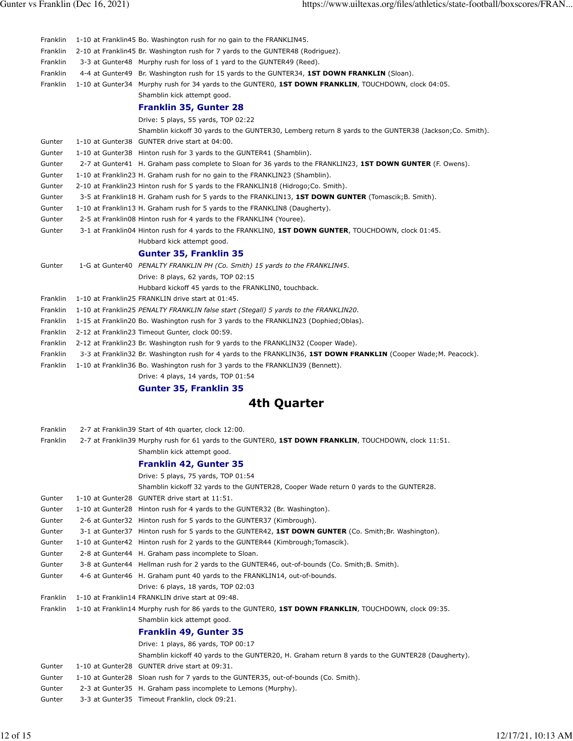| | | |
|---|---|---|
| Franklin | 1-10 at Franklin45 | Bo. Washington rush for no gain to the FRANKLIN45. |
| Franklin | 2-10 at Franklin45 | Br. Washington rush for 7 yards to the GUNTER48 (Rodriguez). |
| Franklin | 3-3 at Gunter48 | Murphy rush for loss of 1 yard to the GUNTER49 (Reed). |
| Franklin | 4-4 at Gunter49 | Br. Washington rush for 15 yards to the GUNTER34, **1ST DOWN FRANKLIN** (Sloan). |
| Franklin | 1-10 at Gunter34 | Murphy rush for 34 yards to the GUNTER0, **1ST DOWN FRANKLIN**, TOUCHDOWN, clock 04:05. |
| | | Shamblin kick attempt good. |
| | | **Franklin 35, Gunter 28** |
| | | Drive: 5 plays, 55 yards, TOP 02:22 |
| | | Shamblin kickoff 30 yards to the GUNTER30, Lemberg return 8 yards to the GUNTER38 (Jackson;Co. Smith). |
| Gunter | 1-10 at Gunter38 | GUNTER drive start at 04:00. |
| Gunter | 1-10 at Gunter38 | Hinton rush for 3 yards to the GUNTER41 (Shamblin). |
| Gunter | 2-7 at Gunter41 | H. Graham pass complete to Sloan for 36 yards to the FRANKLIN23, **1ST DOWN GUNTER** (F. Owens). |
| Gunter | 1-10 at Franklin23 | H. Graham rush for no gain to the FRANKLIN23 (Shamblin). |
| Gunter | 2-10 at Franklin23 | Hinton rush for 5 yards to the FRANKLIN18 (Hidrogo;Co. Smith). |
| Gunter | 3-5 at Franklin18 | H. Graham rush for 5 yards to the FRANKLIN13, **1ST DOWN GUNTER** (Tomascik;B. Smith). |
| Gunter | 1-10 at Franklin13 | H. Graham rush for 5 yards to the FRANKLIN8 (Daugherty). |
| Gunter | 2-5 at Franklin08 | Hinton rush for 4 yards to the FRANKLIN4 (Youree). |
| Gunter | 3-1 at Franklin04 | Hinton rush for 4 yards to the FRANKLIN0, **1ST DOWN GUNTER**, TOUCHDOWN, clock 01:45. |
| | | Hubbard kick attempt good. |
| | | **Gunter 35, Franklin 35** |
| Gunter | 1-G at Gunter40 | *PENALTY FRANKLIN PH (Co. Smith) 15 yards to the FRANKLIN45.* |
| | | Drive: 8 plays, 62 yards, TOP 02:15 |
| | | Hubbard kickoff 45 yards to the FRANKLIN0, touchback. |
| Franklin | 1-10 at Franklin25 | FRANKLIN drive start at 01:45. |
| Franklin | 1-10 at Franklin25 | *PENALTY FRANKLIN false start (Stegall) 5 yards to the FRANKLIN20.* |
| Franklin | 1-15 at Franklin20 | Bo. Washington rush for 3 yards to the FRANKLIN23 (Dophied;Oblas). |
| Franklin | 2-12 at Franklin23 | Timeout Gunter, clock 00:59. |
| Franklin | 2-12 at Franklin23 | Br. Washington rush for 9 yards to the FRANKLIN32 (Cooper Wade). |
| Franklin | 3-3 at Franklin32 | Br. Washington rush for 4 yards to the FRANKLIN36, **1ST DOWN FRANKLIN** (Cooper Wade;M. Peacock). |
| Franklin | 1-10 at Franklin36 | Bo. Washington rush for 3 yards to the FRANKLIN39 (Bennett). |
| | | Drive: 4 plays, 14 yards, TOP 01:54 |
| | | **Gunter 35, Franklin 35** |

## 4th Quarter

| | | |
|---|---|---|
| Franklin | 2-7 at Franklin39 | Start of 4th quarter, clock 12:00. |
| Franklin | 2-7 at Franklin39 | Murphy rush for 61 yards to the GUNTER0, **1ST DOWN FRANKLIN**, TOUCHDOWN, clock 11:51. |
| | | Shamblin kick attempt good. |
| | | **Franklin 42, Gunter 35** |
| | | Drive: 5 plays, 75 yards, TOP 01:54 |
| | | Shamblin kickoff 32 yards to the GUNTER28, Cooper Wade return 0 yards to the GUNTER28. |
| Gunter | 1-10 at Gunter28 | GUNTER drive start at 11:51. |
| Gunter | 1-10 at Gunter28 | Hinton rush for 4 yards to the GUNTER32 (Br. Washington). |
| Gunter | 2-6 at Gunter32 | Hinton rush for 5 yards to the GUNTER37 (Kimbrough). |
| Gunter | 3-1 at Gunter37 | Hinton rush for 5 yards to the GUNTER42, **1ST DOWN GUNTER** (Co. Smith;Br. Washington). |
| Gunter | 1-10 at Gunter42 | Hinton rush for 2 yards to the GUNTER44 (Kimbrough;Tomascik). |
| Gunter | 2-8 at Gunter44 | H. Graham pass incomplete to Sloan. |
| Gunter | 3-8 at Gunter44 | Hellman rush for 2 yards to the GUNTER46, out-of-bounds (Co. Smith;B. Smith). |
| Gunter | 4-6 at Gunter46 | H. Graham punt 40 yards to the FRANKLIN14, out-of-bounds. |
| | | Drive: 6 plays, 18 yards, TOP 02:03 |
| Franklin | 1-10 at Franklin14 | FRANKLIN drive start at 09:48. |
| Franklin | 1-10 at Franklin14 | Murphy rush for 86 yards to the GUNTER0, **1ST DOWN FRANKLIN**, TOUCHDOWN, clock 09:35. |
| | | Shamblin kick attempt good. |
| | | **Franklin 49, Gunter 35** |
| | | Drive: 1 plays, 86 yards, TOP 00:17 |
| | | Shamblin kickoff 40 yards to the GUNTER20, H. Graham return 8 yards to the GUNTER28 (Daugherty). |
| Gunter | 1-10 at Gunter28 | GUNTER drive start at 09:31. |
| Gunter | 1-10 at Gunter28 | Sloan rush for 7 yards to the GUNTER35, out-of-bounds (Co. Smith). |
| Gunter | 2-3 at Gunter35 | H. Graham pass incomplete to Lemons (Murphy). |
| Gunter | 3-3 at Gunter35 | Timeout Franklin, clock 09:21. |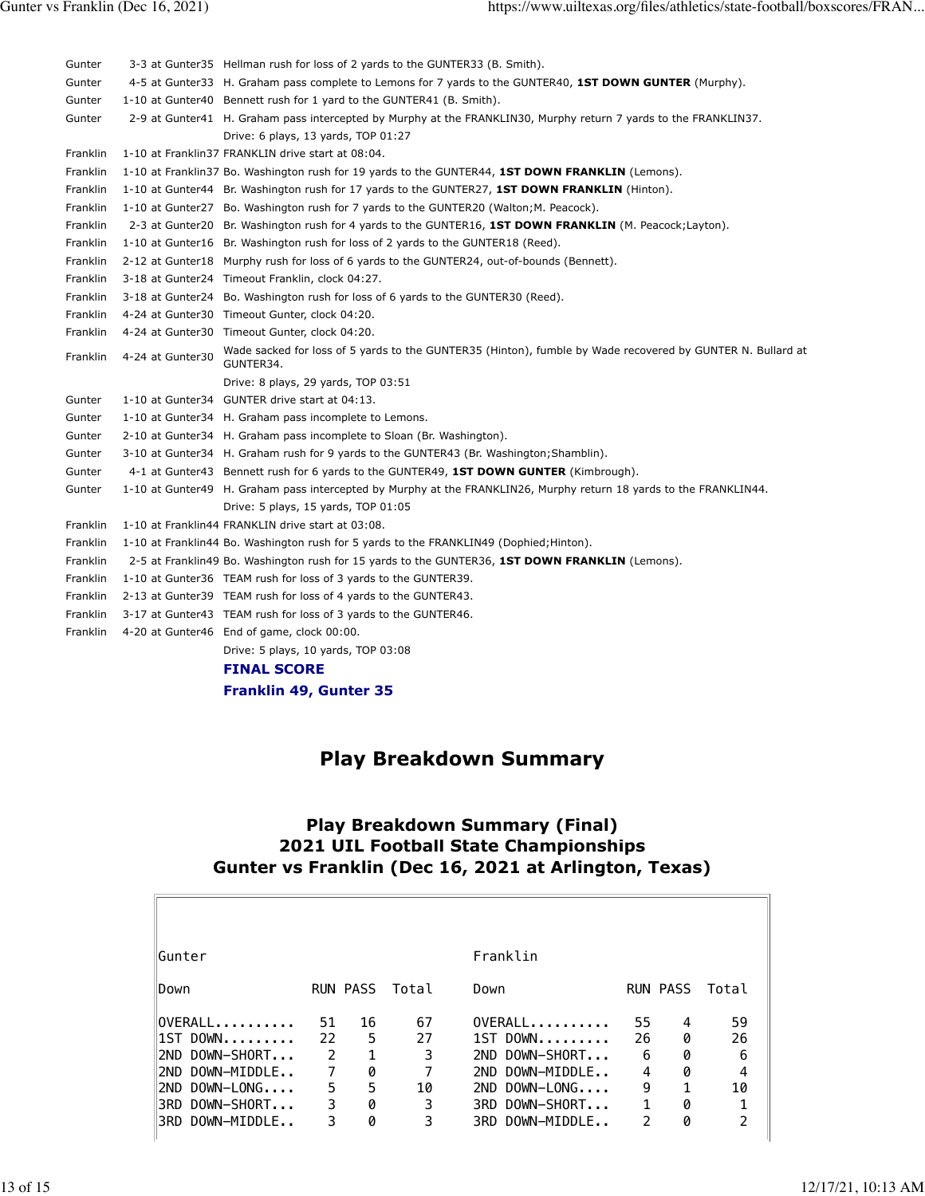| | | |
|---|---|---|
| Gunter | 3-3 at Gunter35 | Hellman rush for loss of 2 yards to the GUNTER33 (B. Smith). |
| Gunter | 4-5 at Gunter33 | H. Graham pass complete to Lemons for 7 yards to the GUNTER40, **1ST DOWN GUNTER** (Murphy). |
| Gunter | 1-10 at Gunter40 | Bennett rush for 1 yard to the GUNTER41 (B. Smith). |
| Gunter | 2-9 at Gunter41 | H. Graham pass intercepted by Murphy at the FRANKLIN30, Murphy return 7 yards to the FRANKLIN37. |
| | | Drive: 6 plays, 13 yards, TOP 01:27 |
| Franklin | 1-10 at Franklin37 | FRANKLIN drive start at 08:04. |
| Franklin | 1-10 at Franklin37 | Bo. Washington rush for 19 yards to the GUNTER44, **1ST DOWN FRANKLIN** (Lemons). |
| Franklin | 1-10 at Gunter44 | Br. Washington rush for 17 yards to the GUNTER27, **1ST DOWN FRANKLIN** (Hinton). |
| Franklin | 1-10 at Gunter27 | Bo. Washington rush for 7 yards to the GUNTER20 (Walton;M. Peacock). |
| Franklin | 2-3 at Gunter20 | Br. Washington rush for 4 yards to the GUNTER16, **1ST DOWN FRANKLIN** (M. Peacock;Layton). |
| Franklin | 1-10 at Gunter16 | Br. Washington rush for loss of 2 yards to the GUNTER18 (Reed). |
| Franklin | 2-12 at Gunter18 | Murphy rush for loss of 6 yards to the GUNTER24, out-of-bounds (Bennett). |
| Franklin | 3-18 at Gunter24 | Timeout Franklin, clock 04:27. |
| Franklin | 3-18 at Gunter24 | Bo. Washington rush for loss of 6 yards to the GUNTER30 (Reed). |
| Franklin | 4-24 at Gunter30 | Timeout Gunter, clock 04:20. |
| Franklin | 4-24 at Gunter30 | Timeout Gunter, clock 04:20. |
| Franklin | 4-24 at Gunter30 | Wade sacked for loss of 5 yards to the GUNTER35 (Hinton), fumble by Wade recovered by GUNTER N. Bullard at GUNTER34. |
| | | Drive: 8 plays, 29 yards, TOP 03:51 |
| Gunter | 1-10 at Gunter34 | GUNTER drive start at 04:13. |
| Gunter | 1-10 at Gunter34 | H. Graham pass incomplete to Lemons. |
| Gunter | 2-10 at Gunter34 | H. Graham pass incomplete to Sloan (Br. Washington). |
| Gunter | 3-10 at Gunter34 | H. Graham rush for 9 yards to the GUNTER43 (Br. Washington;Shamblin). |
| Gunter | 4-1 at Gunter43 | Bennett rush for 6 yards to the GUNTER49, **1ST DOWN GUNTER** (Kimbrough). |
| Gunter | 1-10 at Gunter49 | H. Graham pass intercepted by Murphy at the FRANKLIN26, Murphy return 18 yards to the FRANKLIN44. |
| | | Drive: 5 plays, 15 yards, TOP 01:05 |
| Franklin | 1-10 at Franklin44 | FRANKLIN drive start at 03:08. |
| Franklin | 1-10 at Franklin44 | Bo. Washington rush for 5 yards to the FRANKLIN49 (Dophied;Hinton). |
| Franklin | 2-5 at Franklin49 | Bo. Washington rush for 15 yards to the GUNTER36, **1ST DOWN FRANKLIN** (Lemons). |
| Franklin | 1-10 at Gunter36 | TEAM rush for loss of 3 yards to the GUNTER39. |
| Franklin | 2-13 at Gunter39 | TEAM rush for loss of 4 yards to the GUNTER43. |
| Franklin | 3-17 at Gunter43 | TEAM rush for loss of 3 yards to the GUNTER46. |
| Franklin | 4-20 at Gunter46 | End of game, clock 00:00. |
| | | Drive: 5 plays, 10 yards, TOP 03:08 |

**FINAL SCORE**

**Franklin 49, Gunter 35**

# Play Breakdown Summary

## Play Breakdown Summary (Final)
## 2021 UIL Football State Championships
## Gunter vs Franklin (Dec 16, 2021 at Arlington, Texas)

| Gunter Down | RUN | PASS | Total | Franklin Down | RUN | PASS | Total |
|---|---|---|---|---|---|---|---|
| OVERALL.......... | 51 | 16 | 67 | OVERALL.......... | 55 | 4 | 59 |
| 1ST DOWN......... | 22 | 5 | 27 | 1ST DOWN......... | 26 | 0 | 26 |
| 2ND DOWN-SHORT... | 2 | 1 | 3 | 2ND DOWN-SHORT... | 6 | 0 | 6 |
| 2ND DOWN-MIDDLE.. | 7 | 0 | 7 | 2ND DOWN-MIDDLE.. | 4 | 0 | 4 |
| 2ND DOWN-LONG.... | 5 | 5 | 10 | 2ND DOWN-LONG.... | 9 | 1 | 10 |
| 3RD DOWN-SHORT... | 3 | 0 | 3 | 3RD DOWN-SHORT... | 1 | 0 | 1 |
| 3RD DOWN-MIDDLE.. | 3 | 0 | 3 | 3RD DOWN-MIDDLE.. | 2 | 0 | 2 |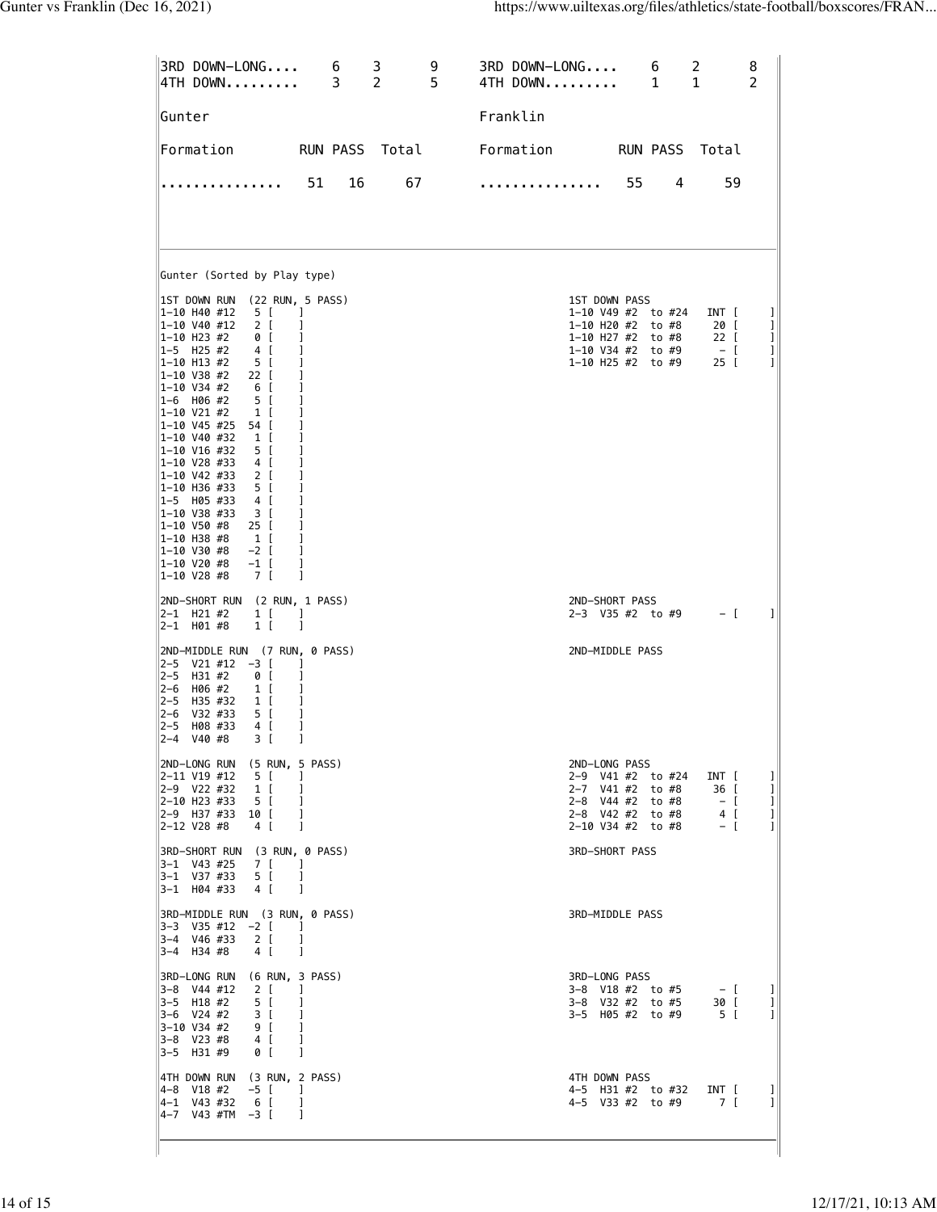| | | | | | | | |
|---|---|---|---|---|---|---|---|
| 3RD DOWN-LONG.... | 6 | 3 | 9 | 3RD DOWN-LONG.... | 6 | 2 | 8 |
| 4TH DOWN......... | 3 | 2 | 5 | 4TH DOWN......... | 1 | 1 | 2 |

| Gunter | | | | Franklin | | | |
|---|---|---|---|---|---|---|---|
| Formation | RUN | PASS | Total | Formation | RUN | PASS | Total |
| ............... | 51 | 16 | 67 | ............... | 55 | 4 | 59 |

Gunter (Sorted by Play type)

```
1ST DOWN RUN  (22 RUN, 5 PASS)                              1ST DOWN PASS
1-10 H40 #12   5 [    ]                                     1-10 V49 #2  to #24   INT [     ]
1-10 V40 #12   2 [    ]                                     1-10 H20 #2  to #8     20 [     ]
1-10 H23 #2    0 [    ]                                     1-10 H27 #2  to #8     22 [     ]
1-5  H25 #2    4 [    ]                                     1-10 V34 #2  to #9      - [     ]
1-10 H13 #2    5 [    ]                                     1-10 H25 #2  to #9     25 [     ]
1-10 V38 #2   22 [    ]
1-10 V34 #2    6 [    ]
1-6  H06 #2    5 [    ]
1-10 V21 #2    1 [    ]
1-10 V45 #25  54 [    ]
1-10 V40 #32   1 [    ]
1-10 V16 #32   5 [    ]
1-10 V28 #33   4 [    ]
1-10 V42 #33   2 [    ]
1-10 H36 #33   5 [    ]
1-5  H05 #33   4 [    ]
1-10 V38 #33   3 [    ]
1-10 V50 #8   25 [    ]
1-10 H38 #8    1 [    ]
1-10 V30 #8   -2 [    ]
1-10 V20 #8   -1 [    ]
1-10 V28 #8    7 [    ]

2ND-SHORT RUN  (2 RUN, 1 PASS)                              2ND-SHORT PASS
2-1  H21 #2    1 [    ]                                     2-3  V35 #2  to #9      - [     ]
2-1  H01 #8    1 [    ]

2ND-MIDDLE RUN  (7 RUN, 0 PASS)                             2ND-MIDDLE PASS
2-5  V21 #12  -3 [    ]
2-5  H31 #2    0 [    ]
2-6  H06 #2    1 [    ]
2-5  H35 #32   1 [    ]
2-6  V32 #33   5 [    ]
2-5  H08 #33   4 [    ]
2-4  V40 #8    3 [    ]

2ND-LONG RUN  (5 RUN, 5 PASS)                               2ND-LONG PASS
2-11 V19 #12   5 [    ]                                     2-9  V41 #2  to #24   INT [     ]
2-9  V22 #32   1 [    ]                                     2-7  V41 #2  to #8     36 [     ]
2-10 H23 #33   5 [    ]                                     2-8  V44 #2  to #8      - [     ]
2-9  H37 #33  10 [    ]                                     2-8  V42 #2  to #8      4 [     ]
2-12 V28 #8    4 [    ]                                     2-10 V34 #2  to #8      - [     ]

3RD-SHORT RUN  (3 RUN, 0 PASS)                              3RD-SHORT PASS
3-1  V43 #25   7 [    ]
3-1  V37 #33   5 [    ]
3-1  H04 #33   4 [    ]

3RD-MIDDLE RUN  (3 RUN, 0 PASS)                             3RD-MIDDLE PASS
3-3  V35 #12  -2 [    ]
3-4  V46 #33   2 [    ]
3-4  H34 #8    4 [    ]

3RD-LONG RUN  (6 RUN, 3 PASS)                               3RD-LONG PASS
3-8  V44 #12   2 [    ]                                     3-8  V18 #2  to #5      - [     ]
3-5  H18 #2    5 [    ]                                     3-8  V32 #2  to #5     30 [     ]
3-6  V24 #2    3 [    ]                                     3-5  H05 #2  to #9      5 [     ]
3-10 V34 #2    9 [    ]
3-8  V23 #8    4 [    ]
3-5  H31 #9    0 [    ]

4TH DOWN RUN  (3 RUN, 2 PASS)                               4TH DOWN PASS
4-8  V18 #2   -5 [    ]                                     4-5  H31 #2  to #32   INT [     ]
4-1  V43 #32   6 [    ]                                     4-5  V33 #2  to #9      7 [     ]
4-7  V43 #TM  -3 [    ]
```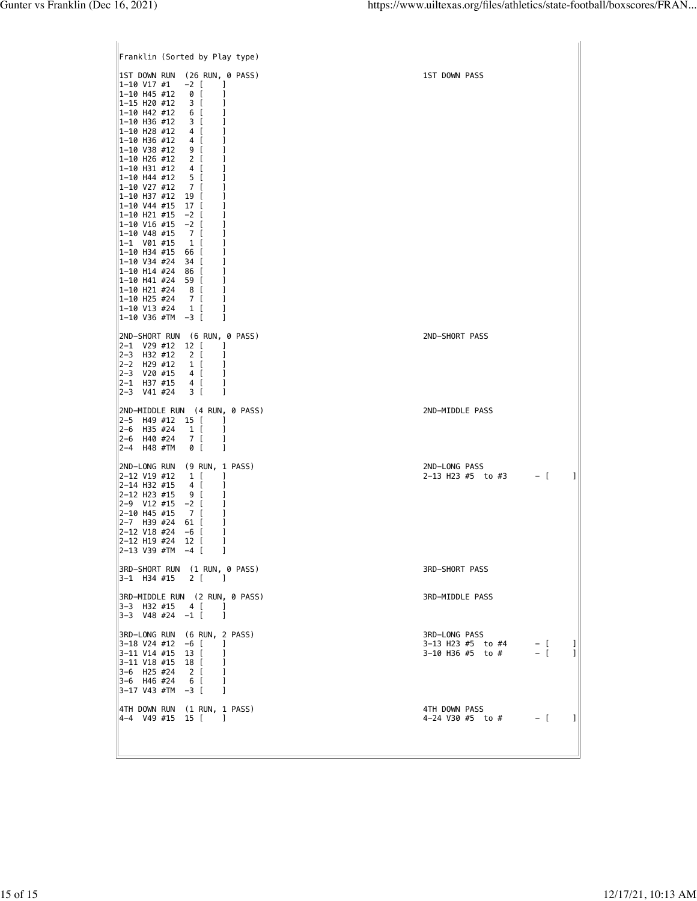Franklin (Sorted by Play type)

```
1ST DOWN RUN  (26 RUN, 0 PASS)                                      1ST DOWN PASS
1-10 V17 #1   -2 [    ]
1-10 H45 #12   0 [    ]
1-15 H20 #12   3 [    ]
1-10 H42 #12   6 [    ]
1-10 H36 #12   3 [    ]
1-10 H28 #12   4 [    ]
1-10 H36 #12   4 [    ]
1-10 V38 #12   9 [    ]
1-10 H26 #12   2 [    ]
1-10 H31 #12   4 [    ]
1-10 H44 #12   5 [    ]
1-10 V27 #12   7 [    ]
1-10 H37 #12  19 [    ]
1-10 V44 #15  17 [    ]
1-10 H21 #15  -2 [    ]
1-10 V16 #15  -2 [    ]
1-10 V48 #15   7 [    ]
1-1  V01 #15   1 [    ]
1-10 H34 #15  66 [    ]
1-10 V34 #24  34 [    ]
1-10 H14 #24  86 [    ]
1-10 H41 #24  59 [    ]
1-10 H21 #24   8 [    ]
1-10 H25 #24   7 [    ]
1-10 V13 #24   1 [    ]
1-10 V36 #TM  -3 [    ]

2ND-SHORT RUN  (6 RUN, 0 PASS)                                      2ND-SHORT PASS
2-1  V29 #12  12 [    ]
2-3  H32 #12   2 [    ]
2-2  H29 #12   1 [    ]
2-3  V20 #15   4 [    ]
2-1  H37 #15   4 [    ]
2-3  V41 #24   3 [    ]

2ND-MIDDLE RUN  (4 RUN, 0 PASS)                                     2ND-MIDDLE PASS
2-5  H49 #12  15 [    ]
2-6  H35 #24   1 [    ]
2-6  H40 #24   7 [    ]
2-4  H48 #TM   0 [    ]

2ND-LONG RUN  (9 RUN, 1 PASS)                                       2ND-LONG PASS
2-12 V19 #12   1 [    ]                                             2-13 H23 #5  to #3      - [     ]
2-14 H32 #15   4 [    ]
2-12 H23 #15   9 [    ]
2-9  V12 #15  -2 [    ]
2-10 H45 #15   7 [    ]
2-7  H39 #24  61 [    ]
2-12 V18 #24  -6 [    ]
2-12 H19 #24  12 [    ]
2-13 V39 #TM  -4 [    ]

3RD-SHORT RUN  (1 RUN, 0 PASS)                                      3RD-SHORT PASS
3-1  H34 #15   2 [    ]

3RD-MIDDLE RUN  (2 RUN, 0 PASS)                                     3RD-MIDDLE PASS
3-3  H32 #15   4 [    ]
3-3  V48 #24  -1 [    ]

3RD-LONG RUN  (6 RUN, 2 PASS)                                       3RD-LONG PASS
3-18 V24 #12  -6 [    ]                                             3-13 H23 #5  to #4      - [     ]
3-11 V14 #15  13 [    ]                                             3-10 H36 #5  to #       - [     ]
3-11 V18 #15  18 [    ]
3-6  H25 #24   2 [    ]
3-6  H46 #24   6 [    ]
3-17 V43 #TM  -3 [    ]

4TH DOWN RUN  (1 RUN, 1 PASS)                                       4TH DOWN PASS
4-4  V49 #15  15 [    ]                                             4-24 V30 #5  to #       - [     ]
```